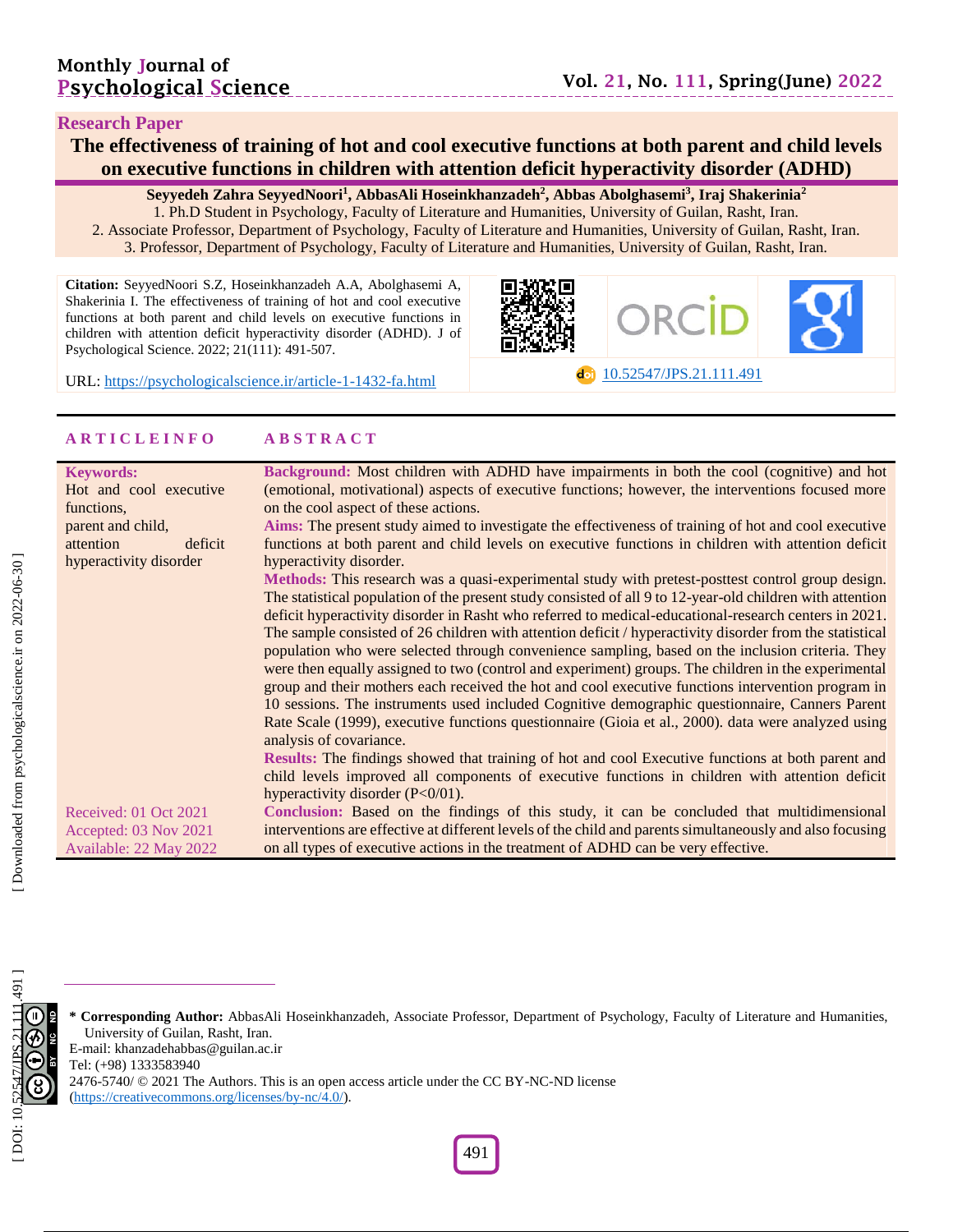**Research Paper**

# The effectiveness of training of hot and cool executive functions at both parent and child levels on executive functions in children with attention deficit hyperactivity disorder (ADHD)

**Seyyedeh Zahra SeyyedNoori[1], AbbasAli Hoseinkhanzadeh[2], Abbas Abolghasemi[3], Iraj Shakerinia[2]**

1. Ph.D Student in Psychology, Faculty of Literature and Humanities, University of Guilan, Rasht, Iran.
2. Associate Professor, Department of Psychology, Faculty of Literature and Humanities, University of Guilan, Rasht, Iran.
3. Professor, Department of Psychology, Faculty of Literature and Humanities, University of Guilan, Rasht, Iran.

**Citation:** SeyyedNoori S.Z, Hoseinkhanzadeh A.A, Abolghasemi A, Shakerinia I. The effectiveness of training of hot and cool executive functions at both parent and child levels on executive functions in children with attention deficit hyperactivity disorder (ADHD). J of Psychological Science. 2022; 21(111): 491-507.

URL: https://psychologicalscience.ir/article-1-1432-fa.html

10.52547/JPS.21.111.491

## ARTICLE INFO

**Keywords:**
Hot and cool executive functions,
parent and child,
attention deficit hyperactivity disorder

Received: 01 Oct 2021
Accepted: 03 Nov 2021
Available: 22 May 2022

## ABSTRACT

**Background:** Most children with ADHD have impairments in both the cool (cognitive) and hot (emotional, motivational) aspects of executive functions; however, the interventions focused more on the cool aspect of these actions.

**Aims:** The present study aimed to investigate the effectiveness of training of hot and cool executive functions at both parent and child levels on executive functions in children with attention deficit hyperactivity disorder.

**Methods:** This research was a quasi-experimental study with pretest-posttest control group design. The statistical population of the present study consisted of all 9 to 12-year-old children with attention deficit hyperactivity disorder in Rasht who referred to medical-educational-research centers in 2021. The sample consisted of 26 children with attention deficit / hyperactivity disorder from the statistical population who were selected through convenience sampling, based on the inclusion criteria. They were then equally assigned to two (control and experiment) groups. The children in the experimental group and their mothers each received the hot and cool executive functions intervention program in 10 sessions. The instruments used included Cognitive demographic questionnaire, Canners Parent Rate Scale (1999), executive functions questionnaire (Gioia et al., 2000). data were analyzed using analysis of covariance.

**Results:** The findings showed that training of hot and cool Executive functions at both parent and child levels improved all components of executive functions in children with attention deficit hyperactivity disorder (P<0/01).

**Conclusion:** Based on the findings of this study, it can be concluded that multidimensional interventions are effective at different levels of the child and parents simultaneously and also focusing on all types of executive actions in the treatment of ADHD can be very effective.

---

**\* Corresponding Author:** AbbasAli Hoseinkhanzadeh, Associate Professor, Department of Psychology, Faculty of Literature and Humanities, University of Guilan, Rasht, Iran.
E-mail: khanzadehabbas@guilan.ac.ir
Tel: (+98) 1333583940
2476-5740/ © 2021 The Authors. This is an open access article under the CC BY-NC-ND license (https://creativecommons.org/licenses/by-nc/4.0/).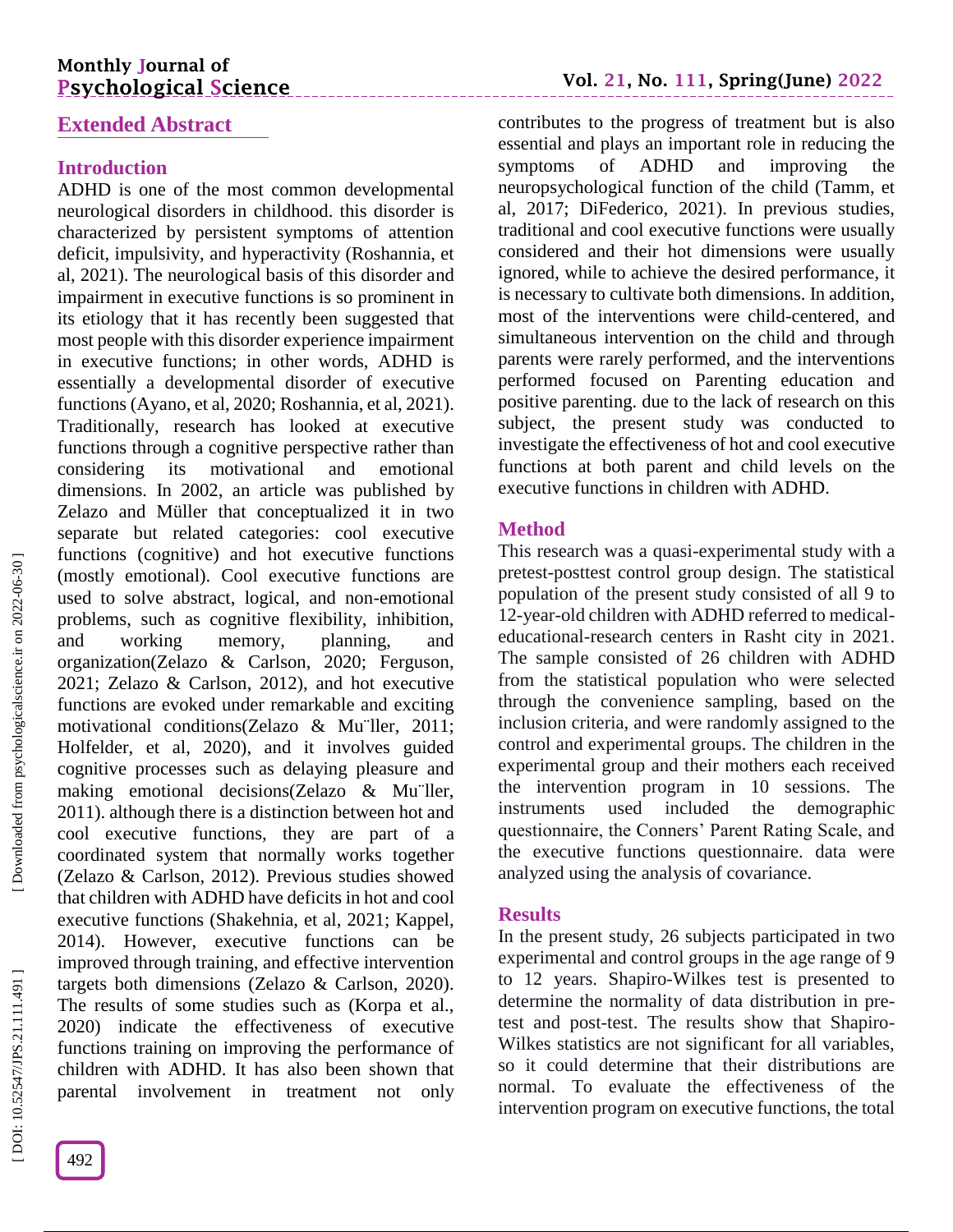## Extended Abstract

### Introduction

ADHD is one of the most common developmental neurological disorders in childhood. this disorder is characterized by persistent symptoms of attention deficit, impulsivity, and hyperactivity (Roshannia, et al, 2021). The neurological basis of this disorder and impairment in executive functions is so prominent in its etiology that it has recently been suggested that most people with this disorder experience impairment in executive functions; in other words, ADHD is essentially a developmental disorder of executive functions (Ayano, et al, 2020; Roshannia, et al, 2021). Traditionally, research has looked at executive functions through a cognitive perspective rather than considering its motivational and emotional dimensions. In 2002, an article was published by Zelazo and Müller that conceptualized it in two separate but related categories: cool executive functions (cognitive) and hot executive functions (mostly emotional). Cool executive functions are used to solve abstract, logical, and non-emotional problems, such as cognitive flexibility, inhibition, and working memory, planning, and organization(Zelazo & Carlson, 2020; Ferguson, 2021; Zelazo & Carlson, 2012), and hot executive functions are evoked under remarkable and exciting motivational conditions(Zelazo & Mu¨ller, 2011; Holfelder, et al, 2020), and it involves guided cognitive processes such as delaying pleasure and making emotional decisions(Zelazo & Mu¨ller, 2011). although there is a distinction between hot and cool executive functions, they are part of a coordinated system that normally works together (Zelazo & Carlson, 2012). Previous studies showed that children with ADHD have deficits in hot and cool executive functions (Shakehnia, et al, 2021; Kappel, 2014). However, executive functions can be improved through training, and effective intervention targets both dimensions (Zelazo & Carlson, 2020). The results of some studies such as (Korpa et al., 2020) indicate the effectiveness of executive functions training on improving the performance of children with ADHD. It has also been shown that parental involvement in treatment not only contributes to the progress of treatment but is also essential and plays an important role in reducing the symptoms of ADHD and improving the neuropsychological function of the child (Tamm, et al, 2017; DiFederico, 2021). In previous studies, traditional and cool executive functions were usually considered and their hot dimensions were usually ignored, while to achieve the desired performance, it is necessary to cultivate both dimensions. In addition, most of the interventions were child-centered, and simultaneous intervention on the child and through parents were rarely performed, and the interventions performed focused on Parenting education and positive parenting. due to the lack of research on this subject, the present study was conducted to investigate the effectiveness of hot and cool executive functions at both parent and child levels on the executive functions in children with ADHD.

### Method

This research was a quasi-experimental study with a pretest-posttest control group design. The statistical population of the present study consisted of all 9 to 12-year-old children with ADHD referred to medical-educational-research centers in Rasht city in 2021. The sample consisted of 26 children with ADHD from the statistical population who were selected through the convenience sampling, based on the inclusion criteria, and were randomly assigned to the control and experimental groups. The children in the experimental group and their mothers each received the intervention program in 10 sessions. The instruments used included the demographic questionnaire, the Conners' Parent Rating Scale, and the executive functions questionnaire. data were analyzed using the analysis of covariance.

### Results

In the present study, 26 subjects participated in two experimental and control groups in the age range of 9 to 12 years. Shapiro-Wilkes test is presented to determine the normality of data distribution in pre-test and post-test. The results show that Shapiro-Wilkes statistics are not significant for all variables, so it could determine that their distributions are normal. To evaluate the effectiveness of the intervention program on executive functions, the total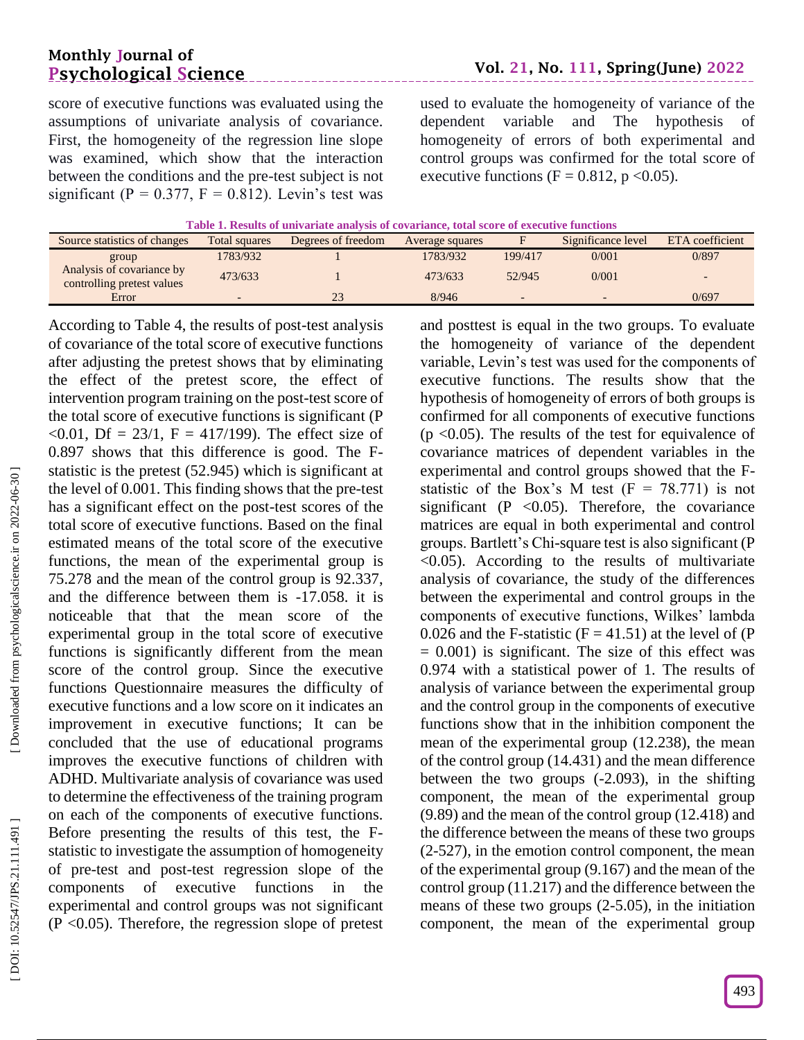score of executive functions was evaluated using the assumptions of univariate analysis of covariance. First, the homogeneity of the regression line slope was examined, which show that the interaction between the conditions and the pre-test subject is not significant (P = 0.377, F = 0.812). Levin's test was used to evaluate the homogeneity of variance of the dependent variable and The hypothesis of homogeneity of errors of both experimental and control groups was confirmed for the total score of executive functions (F = 0.812, p <0.05).

**Table 1. Results of univariate analysis of covariance, total score of executive functions**

| Source statistics of changes | Total squares | Degrees of freedom | Average squares | F | Significance level | ETA coefficient |
|---|---|---|---|---|---|---|
| group | 1783/932 | 1 | 1783/932 | 199/417 | 0/001 | 0/897 |
| Analysis of covariance by controlling pretest values | 473/633 | 1 | 473/633 | 52/945 | 0/001 | - |
| Error | - | 23 | 8/946 | - | - | 0/697 |

According to Table 4, the results of post-test analysis of covariance of the total score of executive functions after adjusting the pretest shows that by eliminating the effect of the pretest score, the effect of intervention program training on the post-test score of the total score of executive functions is significant (P <0.01, Df = 23/1, F = 417/199). The effect size of 0.897 shows that this difference is good. The F-statistic is the pretest (52.945) which is significant at the level of 0.001. This finding shows that the pre-test has a significant effect on the post-test scores of the total score of executive functions. Based on the final estimated means of the total score of the executive functions, the mean of the experimental group is 75.278 and the mean of the control group is 92.337, and the difference between them is -17.058. it is noticeable that that the mean score of the experimental group in the total score of executive functions is significantly different from the mean score of the control group. Since the executive functions Questionnaire measures the difficulty of executive functions and a low score on it indicates an improvement in executive functions; It can be concluded that the use of educational programs improves the executive functions of children with ADHD. Multivariate analysis of covariance was used to determine the effectiveness of the training program on each of the components of executive functions. Before presenting the results of this test, the F-statistic to investigate the assumption of homogeneity of pre-test and post-test regression slope of the components of executive functions in the experimental and control groups was not significant (P <0.05). Therefore, the regression slope of pretest and posttest is equal in the two groups. To evaluate the homogeneity of variance of the dependent variable, Levin's test was used for the components of executive functions. The results show that the hypothesis of homogeneity of errors of both groups is confirmed for all components of executive functions (p <0.05). The results of the test for equivalence of covariance matrices of dependent variables in the experimental and control groups showed that the F-statistic of the Box's M test (F = 78.771) is not significant (P <0.05). Therefore, the covariance matrices are equal in both experimental and control groups. Bartlett's Chi-square test is also significant (P <0.05). According to the results of multivariate analysis of covariance, the study of the differences between the experimental and control groups in the components of executive functions, Wilkes' lambda 0.026 and the F-statistic (F = 41.51) at the level of (P = 0.001) is significant. The size of this effect was 0.974 with a statistical power of 1. The results of analysis of variance between the experimental group and the control group in the components of executive functions show that in the inhibition component the mean of the experimental group (12.238), the mean of the control group (14.431) and the mean difference between the two groups (-2.093), in the shifting component, the mean of the experimental group (9.89) and the mean of the control group (12.418) and the difference between the means of these two groups (2-527), in the emotion control component, the mean of the experimental group (9.167) and the mean of the control group (11.217) and the difference between the means of these two groups (2-5.05), in the initiation component, the mean of the experimental group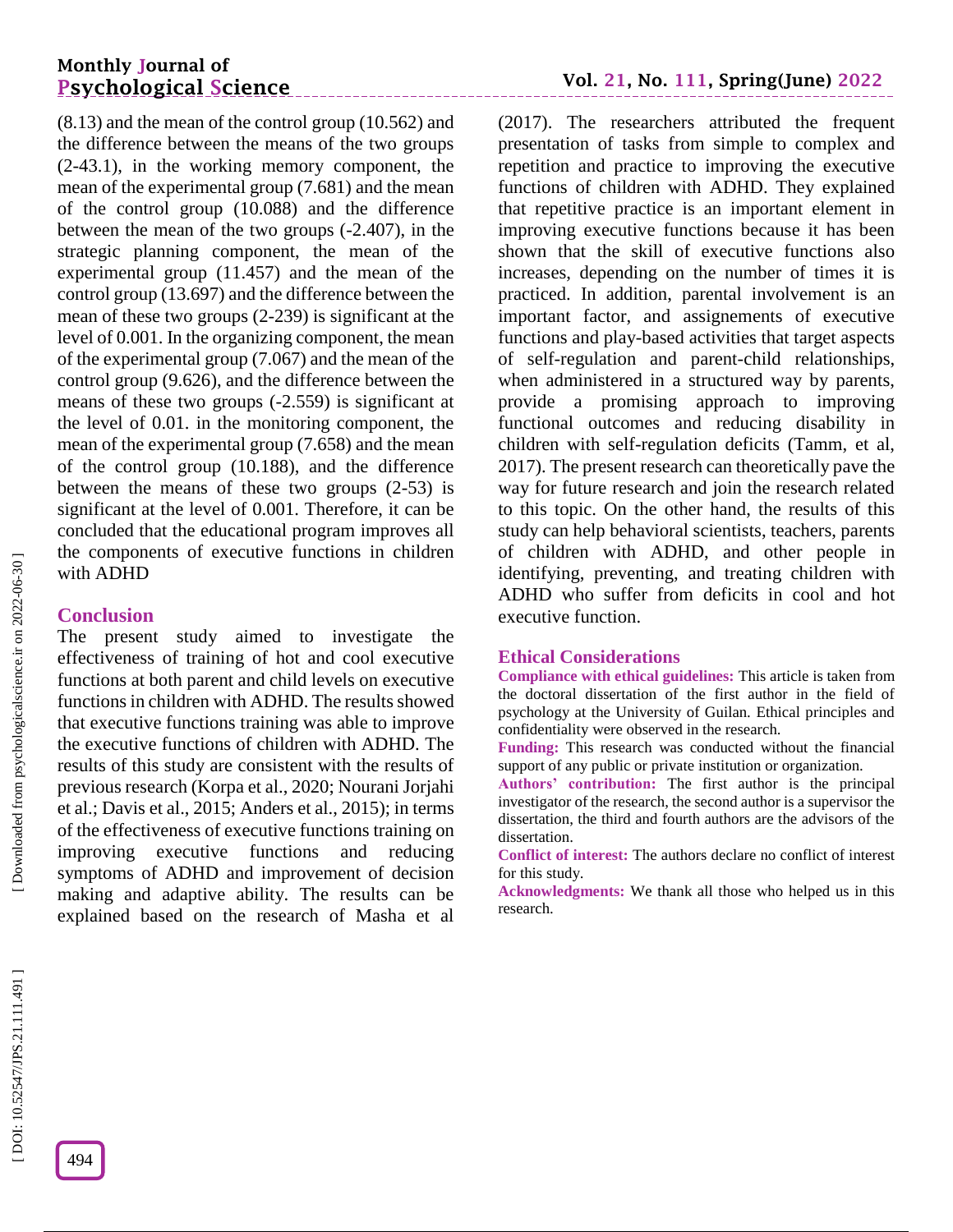(8.13) and the mean of the control group (10.562) and the difference between the means of the two groups (2-43.1), in the working memory component, the mean of the experimental group (7.681) and the mean of the control group (10.088) and the difference between the mean of the two groups (-2.407), in the strategic planning component, the mean of the experimental group (11.457) and the mean of the control group (13.697) and the difference between the mean of these two groups (2-239) is significant at the level of 0.001. In the organizing component, the mean of the experimental group (7.067) and the mean of the control group (9.626), and the difference between the means of these two groups (-2.559) is significant at the level of 0.01. in the monitoring component, the mean of the experimental group (7.658) and the mean of the control group (10.188), and the difference between the means of these two groups (2-53) is significant at the level of 0.001. Therefore, it can be concluded that the educational program improves all the components of executive functions in children with ADHD

## Conclusion

The present study aimed to investigate the effectiveness of training of hot and cool executive functions at both parent and child levels on executive functions in children with ADHD. The results showed that executive functions training was able to improve the executive functions of children with ADHD. The results of this study are consistent with the results of previous research (Korpa et al., 2020; Nourani Jorjahi et al.; Davis et al., 2015; Anders et al., 2015); in terms of the effectiveness of executive functions training on improving executive functions and reducing symptoms of ADHD and improvement of decision making and adaptive ability. The results can be explained based on the research of Masha et al (2017). The researchers attributed the frequent presentation of tasks from simple to complex and repetition and practice to improving the executive functions of children with ADHD. They explained that repetitive practice is an important element in improving executive functions because it has been shown that the skill of executive functions also increases, depending on the number of times it is practiced. In addition, parental involvement is an important factor, and assignements of executive functions and play-based activities that target aspects of self-regulation and parent-child relationships, when administered in a structured way by parents, provide a promising approach to improving functional outcomes and reducing disability in children with self-regulation deficits (Tamm, et al, 2017). The present research can theoretically pave the way for future research and join the research related to this topic. On the other hand, the results of this study can help behavioral scientists, teachers, parents of children with ADHD, and other people in identifying, preventing, and treating children with ADHD who suffer from deficits in cool and hot executive function.

## Ethical Considerations

**Compliance with ethical guidelines:** This article is taken from the doctoral dissertation of the first author in the field of psychology at the University of Guilan. Ethical principles and confidentiality were observed in the research.

**Funding:** This research was conducted without the financial support of any public or private institution or organization.

**Authors' contribution:** The first author is the principal investigator of the research, the second author is a supervisor the dissertation, the third and fourth authors are the advisors of the dissertation.

**Conflict of interest:** The authors declare no conflict of interest for this study.

**Acknowledgments:** We thank all those who helped us in this research.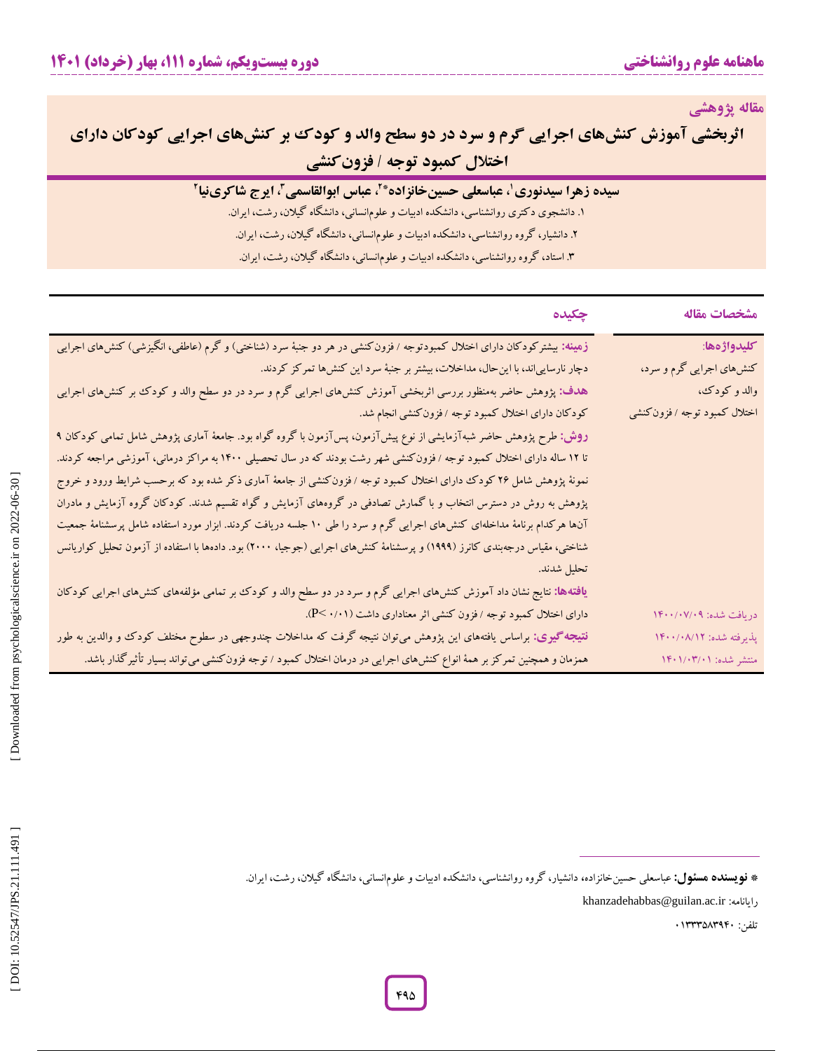مقاله پژوهشی

# اثربخشی آموزش کنش‌های اجرایی گرم و سرد در دو سطح والد و کودک بر کنش‌های اجرایی کودکان دارای اختلال کمبود توجه / فزون‌کنشی

**سیده زهرا سیدنوری[1]، عباسعلی حسین‌خانزاده*[2]، عباس ابوالقاسمی[3]، ایرج شاکری‌نیا[2]**

۱. دانشجوی دکتری روانشناسی، دانشکده ادبیات و علوم‌انسانی، دانشگاه گیلان، رشت، ایران.

۲. دانشیار، گروه روانشناسی، دانشکده ادبیات و علوم‌انسانی، دانشگاه گیلان، رشت، ایران.

۳. استاد، گروه روانشناسی، دانشکده ادبیات و علوم‌انسانی، دانشگاه گیلان، رشت، ایران.

## مشخصات مقاله

**کلیدواژه‌ها:**
کنش‌های اجرایی گرم و سرد، والد و کودک، اختلال کمبود توجه / فزون‌کنشی

دریافت شده: ۱۴۰۰/۰۷/۰۹

پذیرفته شده: ۱۴۰۰/۰۸/۱۲

منتشر شده: ۱۴۰۱/۰۳/۰۱

## چکیده

**زمینه:** بیشتر کودکان دارای اختلال کمبودتوجه / فزون‌کنشی در هر دو جنبهٔ سرد (شناختی) و گرم (عاطفی، انگیزشی) کنش‌های اجرایی دچار نارسایی‌اند، با این‌حال، مداخلات، بیشتر بر جنبهٔ سرد این کنش‌ها تمرکز کردند.

**هدف:** پژوهش حاضر به‌منظور بررسی اثربخشی آموزش کنش‌های اجرایی گرم و سرد در دو سطح والد و کودک بر کنش‌های اجرایی کودکان دارای اختلال کمبود توجه / فزون‌کنشی انجام شد.

**روش:** طرح پژوهش حاضر شبه‌آزمایشی از نوع پیش‌آزمون، پس‌آزمون با گروه گواه بود. جامعهٔ آماری پژوهش شامل تمامی کودکان ۹ تا ۱۲ ساله دارای اختلال کمبود توجه / فزون‌کنشی شهر رشت بودند که در سال تحصیلی ۱۴۰۰ به مراکز درمانی، آموزشی مراجعه کردند. نمونهٔ پژوهش شامل ۲۶ کودک دارای اختلال کمبود توجه / فزون‌کنشی از جامعهٔ آماری ذکر شده بود که برحسب شرایط ورود و خروج پژوهش به روش در دسترس انتخاب و با گمارش تصادفی در گروه‌های آزمایش و گواه تقسیم شدند. کودکان گروه آزمایش و مادران آن‌ها هرکدام برنامهٔ مداخله‌ای کنش‌های اجرایی گرم و سرد را طی ۱۰ جلسه دریافت کردند. ابزار مورد استفاده شامل پرسشنامهٔ جمعیت شناختی، مقیاس درجه‌بندی کانرز (۱۹۹۹) و پرسشنامهٔ کنش‌های اجرایی (جوجیا، ۲۰۰۰) بود. داده‌ها با استفاده از آزمون تحلیل کواریانس تحلیل شدند.

**یافته‌ها:** نتایج نشان داد آموزش کنش‌های اجرایی گرم و سرد در دو سطح والد و کودک بر تمامی مؤلفه‌های کنش‌های اجرایی کودکان دارای اختلال کمبود توجه / فزون کنشی اثر معناداری داشت ($P< ۰/۰۱$).

**نتیجه‌گیری:** براساس یافته‌های این پژوهش می‌توان نتیجه گرفت که مداخلات چندوجهی در سطوح مختلف کودک و والدین به طور همزمان و همچنین تمرکز بر همهٔ انواع کنش‌های اجرایی در درمان اختلال کمبود / توجه فزون‌کنشی می‌تواند بسیار تأثیرگذار باشد.

---

* **نویسنده مسئول:** عباسعلی حسین‌خانزاده، دانشیار، گروه روانشناسی، دانشکده ادبیات و علوم‌انسانی، دانشگاه گیلان، رشت، ایران.

رایانامه: khanzadehabbas@guilan.ac.ir

تلفن: ۰۱۳۳۳۵۸۳۹۴۰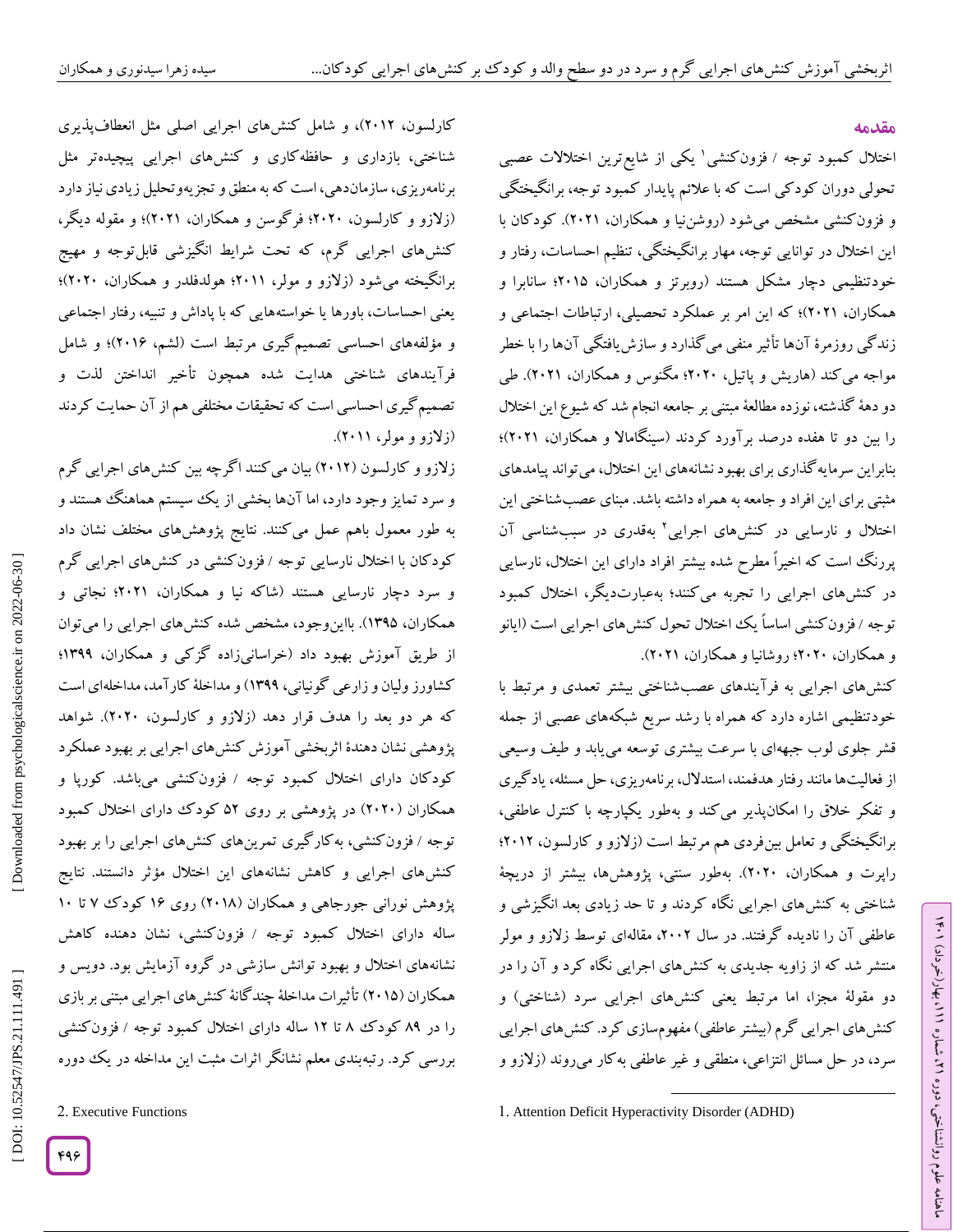## مقدمه

اختلال کمبود توجه / فزون‌کنشی[1] یکی از شایع‌ترین اختلالات عصبی تحولی دوران کودکی است که با علائم پایدار کمبود توجه، برانگیختگی و فزون‌کنشی مشخص می‌شود (روشن‌نیا و همکاران، ۲۰۲۱). کودکان با این اختلال در توانایی توجه، مهار برانگیختگی، تنظیم احساسات، رفتار و خودتنظیمی دچار مشکل هستند (روبرتز و همکاران، ۲۰۱۵؛ سانابرا و همکاران، ۲۰۲۱)؛ که این امر بر عملکرد تحصیلی، ارتباطات اجتماعی و زندگی روزمرهٔ آن‌ها تأثیر منفی می‌گذارد و سازش‌یافتگی آن‌ها را با خطر مواجه می‌کند (هاریش و پاتیل، ۲۰۲۰؛ مگنوس و همکاران، ۲۰۲۱). طی دو دههٔ گذشته، نوزده مطالعهٔ مبتنی بر جامعه انجام شد که شیوع این اختلال را بین دو تا هفده درصد برآورد کردند (سینگامالا و همکاران، ۲۰۲۱)؛ بنابراین سرمایه‌گذاری برای بهبود نشانه‌های این اختلال، می‌تواند پیامدهای مثبتی برای این افراد و جامعه به همراه داشته باشد. مبنای عصب‌شناختی این اختلال و نارسایی در کنش‌های اجرایی[2] به‌قدری در سبب‌شناسی آن پررنگ است که اخیراً مطرح شده بیشتر افراد دارای این اختلال، نارسایی در کنش‌های اجرایی را تجربه می‌کنند؛ به‌عبارت‌دیگر، اختلال کمبود توجه / فزون‌کنشی اساساً یک اختلال تحول کنش‌های اجرایی است (ایانو و همکاران، ۲۰۲۰؛ روشانیا و همکاران، ۲۰۲۱).

کنش‌های اجرایی به فرآیندهای عصب‌شناختی بیشتر تعمدی و مرتبط با خودتنظیمی اشاره دارد که همراه با رشد سریع شبکه‌های عصبی از جمله قشر جلوی لوب جبهه‌ای با سرعت بیشتری توسعه می‌یابد و طیف وسیعی از فعالیت‌ها مانند رفتار هدفمند، استدلال، برنامه‌ریزی، حل مسئله، یادگیری و تفکر خلاق را امکان‌پذیر می‌کند و به‌طور یکپارچه با کنترل عاطفی، برانگیختگی و تعامل بین‌فردی هم مرتبط است (زلازو و کارلسون، ۲۰۱۲؛ راپرت و همکاران، ۲۰۲۰). به‌طور سنتی، پژوهش‌ها، بیشتر از دریچهٔ شناختی به کنش‌های اجرایی نگاه کردند و تا حد زیادی بعد انگیزشی و عاطفی آن را نادیده گرفتند. در سال ۲۰۰۲، مقاله‌ای توسط زلازو و مولر منتشر شد که از زاویه جدیدی به کنش‌های اجرایی نگاه کرد و آن را در دو مقولهٔ مجزا، اما مرتبط یعنی کنش‌های اجرایی سرد (شناختی) و کنش‌های اجرایی گرم (بیشتر عاطفی) مفهوم‌سازی کرد. کنش‌های اجرایی سرد، در حل مسائل انتزاعی، منطقی و غیر عاطفی به‌کار می‌روند (زلازو و کارلسون، ۲۰۱۲)، و شامل کنش‌های اجرایی اصلی مثل انعطاف‌پذیری شناختی، بازداری و حافظه‌کاری و کنش‌های اجرایی پیچیده‌تر مثل برنامه‌ریزی، سازماندهی، است که به منطق و تجزیه‌وتحلیل زیادی نیاز دارد (زلازو و کارلسون، ۲۰۲۰؛ فرگوسن و همکاران، ۲۰۲۱)؛ و مقوله دیگر، کنش‌های اجرایی گرم، که تحت شرایط انگیزشی قابل‌توجه و مهیج برانگیخته می‌شود (زلازو و مولر، ۲۰۱۱؛ هولدفلدر و همکاران، ۲۰۲۰)؛ یعنی احساسات، باورها یا خواسته‌هایی که با پاداش و تنبیه، رفتار اجتماعی و مؤلفه‌های احساسی تصمیم‌گیری مرتبط است (لشم، ۲۰۱۶)؛ و شامل فرآیندهای شناختی هدایت شده همچون تأخیر انداختن لذت و تصمیم‌گیری احساسی است که تحقیقات مختلفی هم از آن حمایت کردند (زلازو و مولر، ۲۰۱۱).

زلازو و کارلسون (۲۰۱۲) بیان می‌کنند اگرچه بین کنش‌های اجرایی گرم و سرد تمایز وجود دارد، اما آن‌ها بخشی از یک سیستم هماهنگ هستند و به طور معمول باهم عمل می‌کنند. نتایج پژوهش‌های مختلف نشان داد کودکان با اختلال نارسایی توجه / فزون‌کنشی در کنش‌های اجرایی گرم و سرد دچار نارسایی هستند (شاکه نیا و همکاران، ۲۰۲۱؛ نجاتی و همکاران، ۱۳۹۵). بااین‌وجود، مشخص شده کنش‌های اجرایی را می‌توان از طریق آموزش بهبود داد (خراسانی‌زاده گزکی و همکاران، ۱۳۹۹؛ کشاورز ولیان و زارعی گونیانی، ۱۳۹۹) و مداخلهٔ کارآمد، مداخله‌ای است که هر دو بعد را هدف قرار دهد (زلازو و کارلسون، ۲۰۲۰). شواهد پژوهشی نشان دهندهٔ اثربخشی آموزش کنش‌های اجرایی بر بهبود عملکرد کودکان دارای اختلال کمبود توجه / فزون‌کنشی می‌باشد. کورپا و همکاران (۲۰۲۰) در پژوهشی بر روی ۵۲ کودک دارای اختلال کمبود توجه / فزون‌کنشی، به‌کارگیری تمرین‌های کنش‌های اجرایی را بر بهبود کنش‌های اجرایی و کاهش نشانه‌های این اختلال مؤثر دانستند. نتایج پژوهش نورانی جورجاهی و همکاران (۲۰۱۸) روی ۱۶ کودک ۷ تا ۱۰ ساله دارای اختلال کمبود توجه / فزون‌کنشی، نشان دهنده کاهش نشانه‌های اختلال و بهبود توانش سازشی در گروه آزمایش بود. دویس و همکاران (۲۰۱۵) تأثیرات مداخلهٔ چندگانهٔ کنش‌های اجرایی مبتنی بر بازی را در ۸۹ کودک ۸ تا ۱۲ ساله دارای اختلال کمبود توجه / فزون‌کنشی بررسی کرد. رتبه‌بندی معلم نشانگر اثرات مثبت این مداخله در یک دوره

1. Attention Deficit Hyperactivity Disorder (ADHD)

2. Executive Functions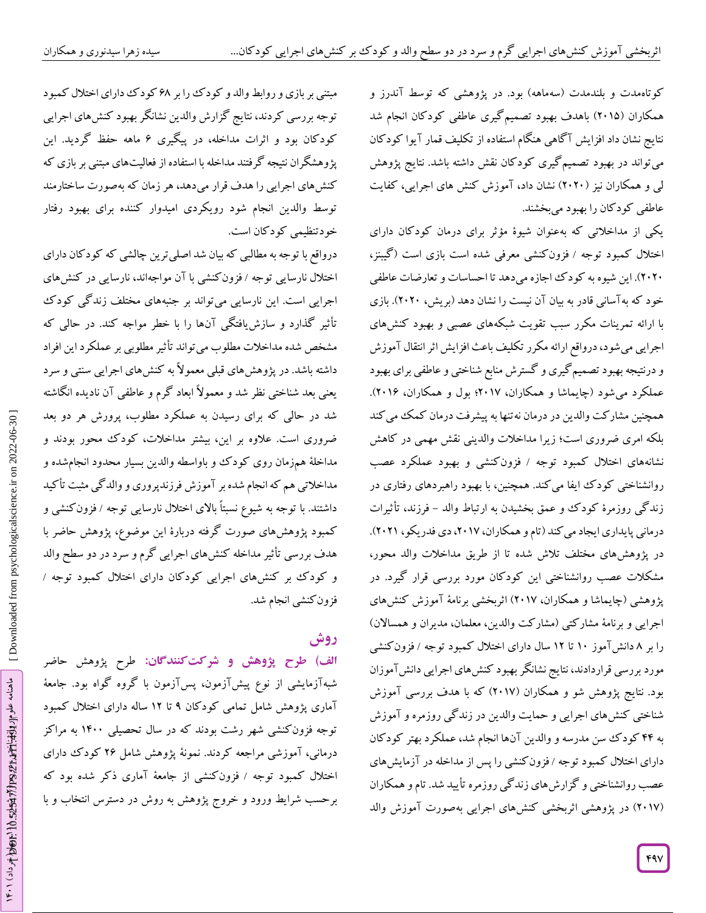کوتاه‌مدت و بلندمدت (سه‌ماهه) بود. در پژوهشی که توسط آندرز و همکاران (۲۰۱۵) باهدف بهبود تصمیم‌گیری عاطفی کودکان انجام شد نتایج نشان داد افزایش آگاهی هنگام استفاده از تکلیف قمار آیوا کودکان می‌تواند در بهبود تصمیم‌گیری کودکان نقش داشته باشد. نتایج پژوهش لی و همکاران نیز (۲۰۲۰) نشان داد، آموزش کنش های اجرایی، کفایت عاطفی کودکان را بهبود می‌بخشند.

یکی از مداخلاتی که به‌عنوان شیوهٔ مؤثر برای درمان کودکان دارای اختلال کمبود توجه / فزون‌کنشی معرفی شده است بازی است (گیبنز، ۲۰۲۰). این شیوه به کودک اجازه می‌دهد تا احساسات و تعارضات عاطفی خود که به‌آسانی قادر به بیان آن نیست را نشان دهد (بریش، ۲۰۲۰). بازی با ارائه تمرینات مکرر سبب تقویت شبکه‌های عصبی و بهبود کنش‌های اجرایی می‌شود، درواقع ارائه مکرر تکلیف باعث افزایش اثر انتقال آموزش و درنتیجه بهبود تصمیم‌گیری و گسترش منابع شناختی و عاطفی برای بهبود عملکرد می‌شود (چایماشا و همکاران، ۲۰۱۷؛ بول و همکاران، ۲۰۱۶). همچنین مشارکت والدین در درمان نه‌تنها به پیشرفت درمان کمک می‌کند بلکه امری ضروری است؛ زیرا مداخلات والدینی نقش مهمی در کاهش نشانه‌های اختلال کمبود توجه / فزون‌کنشی و بهبود عملکرد عصب روانشناختی کودک ایفا می‌کند. همچنین، با بهبود راهبردهای رفتاری در زندگی روزمرهٔ کودک و عمق بخشیدن به ارتباط والد – فرزند، تأثیرات درمانی پایداری ایجاد می‌کند (تام و همکاران، ۲۰۱۷، دی فدریکو، ۲۰۲۱). در پژوهش‌های مختلف تلاش شده تا از طریق مداخلات والد محور، مشکلات عصب روانشناختی این کودکان مورد بررسی قرار گیرد. در پژوهشی (چایماشا و همکاران، ۲۰۱۷) اثربخشی برنامهٔ آموزش کنش‌های اجرایی و برنامهٔ مشارکتی (مشارکت والدین، معلمان، مدیران و همسالان) را بر ۸ دانش‌آموز ۱۰ تا ۱۲ سال دارای اختلال کمبود توجه / فزون‌کنشی مورد بررسی قراردادند، نتایج نشانگر بهبود کنش‌های اجرایی دانش‌آموزان بود. نتایج پژوهش شو و همکاران (۲۰۱۷) که با هدف بررسی آموزش شناختی کنش‌های اجرایی و حمایت والدین در زندگی روزمره و آموزش به ۴۴ کودک سن مدرسه و والدین آن‌ها انجام شد، عملکرد بهتر کودکان دارای اختلال کمبود توجه / فزون‌کنشی را پس از مداخله در آزمایش‌های عصب روانشناختی و گزارش‌های زندگی روزمره تأیید شد. تام و همکاران (۲۰۱۷) در پژوهشی اثربخشی کنش‌های اجرایی به‌صورت آموزش والد مبتنی بر بازی و روابط والد و کودک را بر ۶۸ کودک دارای اختلال کمبود توجه بررسی کردند، نتایج گزارش والدین نشانگر بهبود کنش‌های اجرایی کودکان بود و اثرات مداخله، در پیگیری ۶ ماهه حفظ گردید. این پژوهشگران نتیجه گرفتند مداخله با استفاده از فعالیت‌های مبتنی بر بازی که کنش‌های اجرایی را هدف قرار می‌دهد، هر زمان که به‌صورت ساختارمند توسط والدین انجام شود رویکردی امیدوار کننده برای بهبود رفتار خودتنظیمی کودکان است.

درواقع با توجه به مطالبی که بیان شد اصلی‌ترین چالشی که کودکان دارای اختلال نارسایی توجه / فزون‌کنشی با آن مواجه‌اند، نارسایی در کنش‌های اجرایی است. این نارسایی می‌تواند بر جنبه‌های مختلف زندگی کودک تأثیر گذارد و سازش‌یافتگی آن‌ها را با خطر مواجه کند. در حالی که مشخص شده مداخلات مطلوب می‌تواند تأثیر مطلوبی بر عملکرد این افراد داشته باشد. در پژوهش‌های قبلی معمولاً به کنش‌های اجرایی سنتی و سرد یعنی بعد شناختی نظر شد و معمولاً ابعاد گرم و عاطفی آن نادیده انگاشته شد در حالی که برای رسیدن به عملکرد مطلوب، پرورش هر دو بعد ضروری است. علاوه بر این، بیشتر مداخلات، کودک محور بودند و مداخلهٔ هم‌زمان روی کودک و باواسطه والدین بسیار محدود انجام‌شده و مداخلاتی هم که انجام شده بر آموزش فرزندپروری و والدگی مثبت تأکید داشتند. با توجه به شیوع نسبتاً بالای اختلال نارسایی توجه / فزون‌کنشی و کمبود پژوهش‌های صورت گرفته دربارهٔ این موضوع، پژوهش حاضر با هدف بررسی تأثیر مداخله کنش‌های اجرایی گرم و سرد در دو سطح والد و کودک بر کنش‌های اجرایی کودکان دارای اختلال کمبود توجه / فزون‌کنشی انجام شد.

## روش

**الف) طرح پژوهش و شرکت‌کنندگان:** طرح پژوهش حاضر شبه‌آزمایشی از نوع پیش‌آزمون، پس‌آزمون با گروه گواه بود. جامعهٔ آماری پژوهش شامل تمامی کودکان ۹ تا ۱۲ ساله دارای اختلال کمبود توجه فزون‌کنشی شهر رشت بودند که در سال تحصیلی ۱۴۰۰ به مراکز درمانی، آموزشی مراجعه کردند. نمونهٔ پژوهش شامل ۲۶ کودک دارای اختلال کمبود توجه / فزون‌کنشی از جامعهٔ آماری ذکر شده بود که برحسب شرایط ورود و خروج پژوهش به روش در دسترس انتخاب و با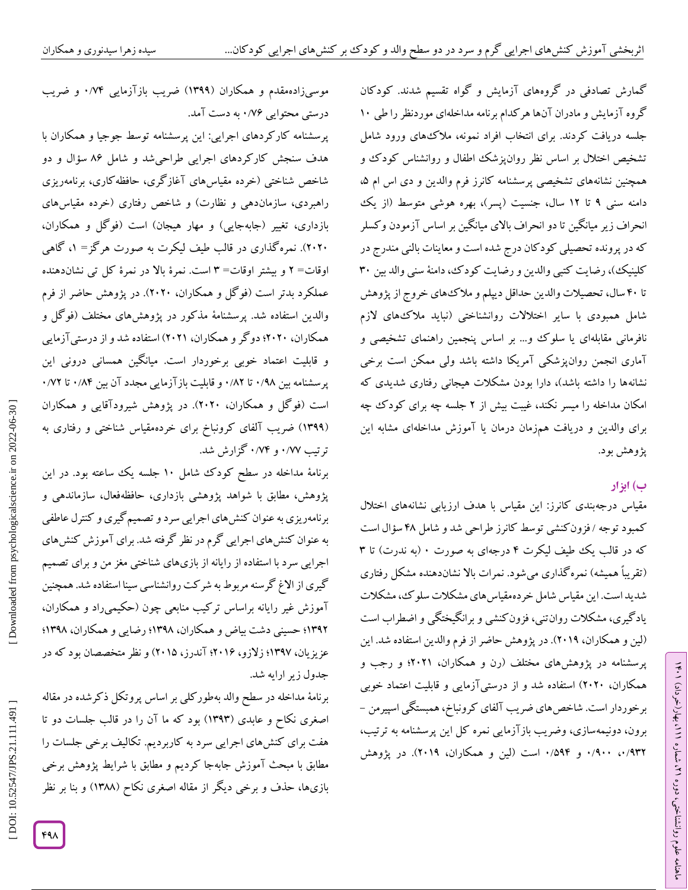گمارش تصادفی در گروه‌های آزمایش و گواه تقسیم شدند. کودکان گروه آزمایش و مادران آن‌ها هرکدام برنامه مداخله‌ای موردنظر را طی ۱۰ جلسه دریافت کردند. برای انتخاب افراد نمونه، ملاک‌های ورود شامل تشخیص اختلال بر اساس نظر روان‌پزشک اطفال و روانشناس کودک و همچنین نشانه‌های تشخیصی پرسشنامه کانرز فرم والدین و دی اس ام ۵، دامنه سنی ۹ تا ۱۲ سال، جنسیت (پسر)، بهره هوشی متوسط (از یک انحراف زیر میانگین تا دو انحراف بالای میانگین بر اساس آزمودن وکسلر که در پرونده تحصیلی کودکان درج شده است و معاینات بالنی مندرج در کلینیک)، رضایت کتبی والدین و رضایت کودک، دامنهٔ سنی والد بین ۳۰ تا ۴۰ سال، تحصیلات والدین حداقل دیپلم و ملاک‌های خروج از پژوهش شامل همبودی با سایر اختلالات روانشناختی (نباید ملاک‌های لازم نافرمانی مقابله‌ای یا سلوک و... بر اساس پنجمین راهنمای تشخیصی و آماری انجمن روان‌پزشکی آمریکا داشته باشد ولی ممکن است برخی نشانه‌ها را داشته باشد)، دارا بودن مشکلات هیجانی رفتاری شدیدی که امکان مداخله را میسر نکند، غیبت بیش از ۲ جلسه چه برای کودک چه برای والدین و دریافت هم‌زمان درمان یا آموزش مداخله‌ای مشابه این پژوهش بود.

### ب) ابزار

مقیاس درجه‌بندی کانرز: این مقیاس با هدف ارزیابی نشانه‌های اختلال کمبود توجه / فزون‌کنشی توسط کانرز طراحی شد و شامل ۴۸ سؤال است که در قالب یک طیف لیکرت ۴ درجه‌ای به صورت ۰ (به ندرت) تا ۳ (تقریباً همیشه) نمره‌گذاری می‌شود. نمرات بالا نشان‌دهنده مشکل رفتاری شدید است. این مقیاس شامل خرده‌مقیاس‌های مشکلات سلوک، مشکلات یادگیری، مشکلات روان‌تنی، فزون‌کنشی و برانگیختگی و اضطراب است (لین و همکاران، ۲۰۱۹). در پژوهش حاضر از فرم والدین استفاده شد. این پرسشنامه در پژوهش‌های مختلف (رن و همکاران، ۲۰۲۱؛ و رجب و همکاران، ۲۰۲۰) استفاده شد و از درستی‌آزمایی و قابلیت اعتماد خوبی برخوردار است. شاخص‌های ضریب آلفای کرونباخ، همبستگی اسپیرمن - برون، دونیمه‌سازی، وضریب بازآزمایی نمره کل این پرسشنامه به ترتیب، ۰/۹۳۲، ۰/۹۰۰ و ۰/۵۹۴ است (لین و همکاران، ۲۰۱۹). در پژوهش موسی‌زاده‌مقدم و همکاران (۱۳۹۹) ضریب بازآزمایی ۰/۷۴ و ضریب درستی محتوایی ۰/۷۶ به دست آمد.

پرسشنامه کارکردهای اجرایی: این پرسشنامه توسط جوجیا و همکاران با هدف سنجش کارکردهای اجرایی طراحی‌شد و شامل ۸۶ سؤال و دو شاخص شناختی (خرده مقیاس‌های آغازگری، حافظه‌کاری، برنامه‌ریزی راهبردی، سازمان‌دهی و نظارت) و شاخص رفتاری (خرده مقیاس‌های بازداری، تغییر (جابه‌جایی) و مهار هیجان) است (فوگل و همکاران، ۲۰۲۰). نمره‌گذاری در قالب طیف لیکرت به صورت هرگز= ۱، گاهی اوقات= ۲ و بیشتر اوقات= ۳ است. نمرهٔ بالا در نمرهٔ کل تی نشان‌دهنده عملکرد بدتر است (فوگل و همکاران، ۲۰۲۰). در پژوهش حاضر از فرم والدین استفاده شد. پرسشنامهٔ مذکور در پژوهش‌های مختلف (فوگل و همکاران، ۲۰۲۰؛ دوگر و همکاران، ۲۰۲۱) استفاده شد و از درستی‌آزمایی و قابلیت اعتماد خوبی برخوردار است. میانگین همسانی درونی این پرسشنامه بین ۰/۹۸ تا ۰/۸۲ و قابلیت بازآزمایی مجدد آن بین ۰/۸۴ تا ۰/۷۲ است (فوگل و همکاران، ۲۰۲۰). در پژوهش شیرودآقایی و همکاران (۱۳۹۹) ضریب آلفای کرونباخ برای خرده‌مقیاس شناختی و رفتاری به ترتیب ۰/۷۷ و ۰/۷۴ گزارش شد.

برنامهٔ مداخله در سطح کودک شامل ۱۰ جلسه یک ساعته بود. در این پژوهش، مطابق با شواهد پژوهشی بازداری، حافظه‌فعال، سازماندهی و برنامه‌ریزی به عنوان کنش‌های اجرایی سرد و تصمیم‌گیری و کنترل عاطفی به عنوان کنش‌های اجرایی گرم در نظر گرفته شد. برای آموزش کنش‌های اجرایی سرد با استفاده از رایانه از بازی‌های شناختی مغز من و برای تصمیم گیری از الاغ گرسنه مربوط به شرکت روانشناسی سینا استفاده شد. همچنین آموزش غیر رایانه براساس ترکیب منابعی چون (حکیمی‌راد و همکاران، ۱۳۹۲؛ حسینی دشت بیاض و همکاران، ۱۳۹۸؛ رضایی و همکاران، ۱۳۹۸؛ عزیزیان، ۱۳۹۷؛ زلازو، ۲۰۱۶؛ آندرز، ۲۰۱۵) و نظر متخصصان بود که در جدول زیر ارایه شد.

برنامهٔ مداخله در سطح والد به‌طورکلی بر اساس پروتکل ذکرشده در مقاله اصغری نکاح و عابدی (۱۳۹۳) بود که ما آن را در قالب جلسات دو تا هفت برای کنش‌های اجرایی سرد به کاربردیم. تکالیف برخی جلسات را مطابق با مبحث آموزش جابه‌جا کردیم و مطابق با شرایط پژوهش برخی بازی‌ها، حذف و برخی دیگر از مقاله اصغری نکاح (۱۳۸۸) و بنا بر نظر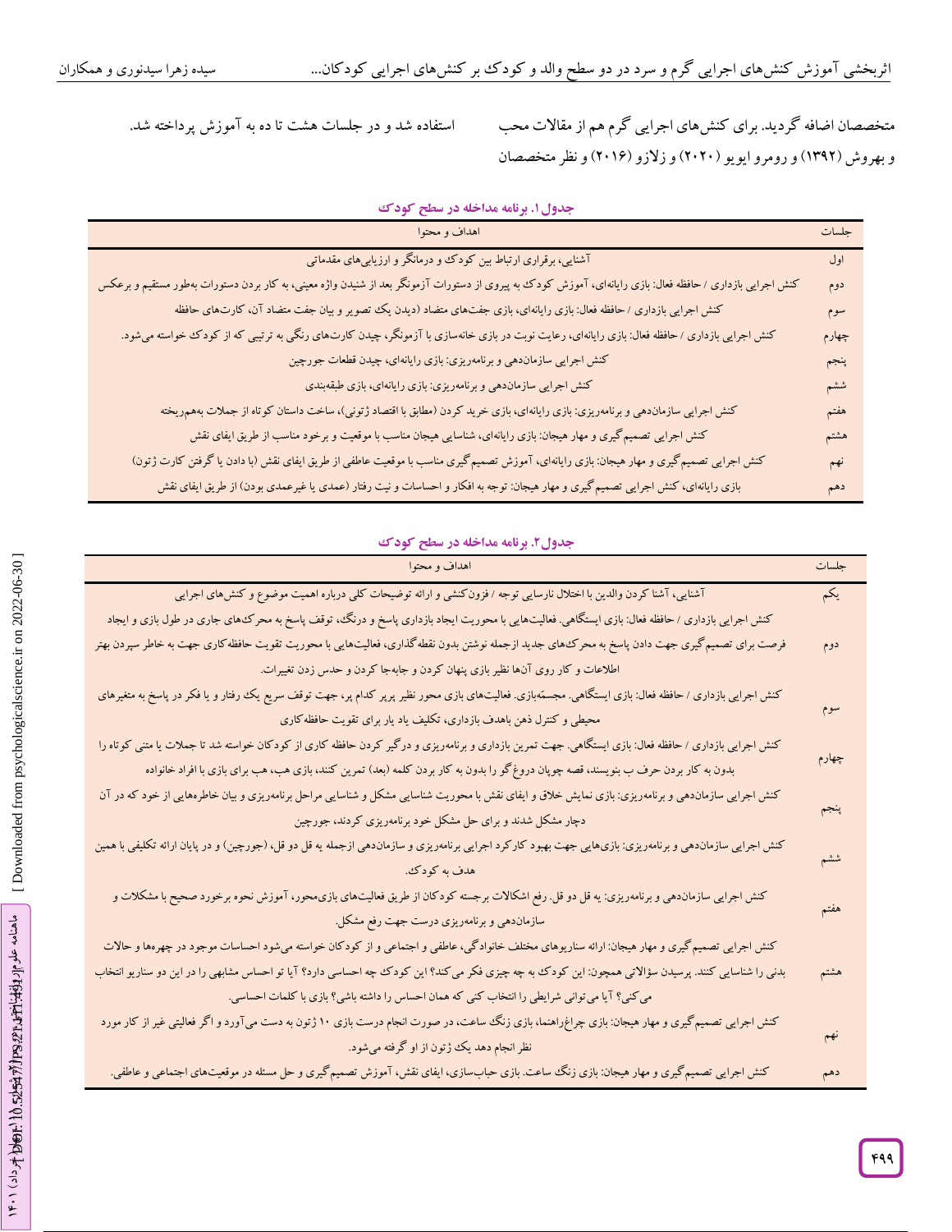متخصصان اضافه گردید. برای کنش‌های اجرایی گرم هم از مقالات محب و بهروش (۱۳۹۲) و رومرو ایویو (۲۰۲۰) و زلازو (۲۰۱۶) و نظر متخصصان استفاده شد و در جلسات هشت تا ده به آموزش پرداخته شد.

**جدول۱. برنامه مداخله در سطح کودک**

| جلسات | اهداف و محتوا |
|---|---|
| اول | آشنایی، برقراری ارتباط بین کودک و درمانگر و ارزیابی‌های مقدماتی |
| دوم | کنش اجرایی بازداری / حافظه فعال: بازی رایانه‌ای، آموزش کودک به پیروی از دستورات آزمونگر بعد از شنیدن واژه معینی، به کار بردن دستورات به‌طور مستقیم و برعکس |
| سوم | کنش اجرایی بازداری / حافظه فعال: بازی رایانه‌ای، بازی جفت‌های متضاد (دیدن یک تصویر و بیان جفت متضاد آن، کارت‌های حافظه |
| چهارم | کنش اجرایی بازداری / حافظه فعال: بازی رایانه‌ای، رعایت نوبت در بازی خانه‌سازی با آزمونگر، چیدن کارت‌های رنگی به ترتیبی که از کودک خواسته می‌شود. |
| پنجم | کنش اجرایی سازماندهی و برنامه‌ریزی: بازی رایانه‌ای، چیدن قطعات جورچین |
| ششم | کنش اجرایی سازماندهی و برنامه‌ریزی: بازی رایانه‌ای، بازی طبقه‌بندی |
| هفتم | کنش اجرایی سازماندهی و برنامه‌ریزی: بازی رایانه‌ای، بازی خرید کردن (مطابق با اقتصاد ژتونی)، ساخت داستان کوتاه از جملات به‌هم‌ریخته |
| هشتم | کنش اجرایی تصمیم گیری و مهار هیجان: بازی رایانه‌ای، شناسایی هیجان مناسب با موقعیت و برخود مناسب از طریق ایفای نقش |
| نهم | کنش اجرایی تصمیم‌گیری و مهار هیجان: بازی رایانه‌ای، آموزش تصمیم‌گیری مناسب با موقعیت عاطفی از طریق ایفای نقش (با دادن یا گرفتن کارت ژتون) |
| دهم | بازی رایانه‌ای، کنش اجرایی تصمیم گیری و مهار هیجان: توجه به افکار و احساسات و نیت رفتار (عمدی یا غیرعمدی بودن) از طریق ایفای نقش |

**جدول۲. برنامه مداخله در سطح کودک**

| جلسات | اهداف و محتوا |
|---|---|
| یکم | آشنایی، آشنا کردن والدین با اختلال نارسایی توجه / فزون‌کنشی و ارائه توضیحات کلی درباره اهمیت موضوع و کنش‌های اجرایی |
| دوم | کنش اجرایی بازداری / حافظه فعال: بازی ایستگاهی. فعالیت‌هایی با محوریت ایجاد بازداری پاسخ و درنگ، توقف پاسخ به محرک‌های جاری در طول بازی و ایجاد فرصت برای تصمیم‌گیری جهت دادن پاسخ به محرک‌های جدید ازجمله نوشتن بدون نقطه‌گذاری، فعالیت‌هایی با محوریت تقویت حافظه‌کاری جهت به خاطر سپردن بهتر اطلاعات و کار روی آن‌ها نظیر بازی پنهان کردن و جابه‌جا کردن و حدس زدن تغییرات. |
| سوم | کنش اجرایی بازداری / حافظه فعال: بازی ایستگاهی. مجسمه‌بازی. فعالیت‌های بازی محور نظیر پرپر کدام پر، جهت توقف سریع یک رفتار و یا فکر در پاسخ به متغیرهای محیطی و کنترل ذهن باهدف بازداری، تکلیف یاد یار برای تقویت حافظه‌کاری |
| چهارم | کنش اجرایی بازداری / حافظه فعال: بازی ایستگاهی. جهت تمرین بازداری و برنامه‌ریزی و درگیر کردن حافظه کاری از کودکان خواسته شد تا جملات یا متنی کوتاه را بدون به کار بردن حرف ب بنویسند، قصه چوپان دروغ‌گو را بدون به کار بردن کلمه (بعد) تمرین کنند، بازی هب، هب برای بازی با افراد خانواده |
| پنجم | کنش اجرایی سازماندهی و برنامه‌ریزی: بازی نمایش خلاق و ایفای نقش با محوریت شناسایی مشکل و شناسایی مراحل برنامه‌ریزی و بیان خاطره‌هایی از خود که در آن دچار مشکل شدند و برای حل مشکل خود برنامه‌ریزی کردند، جورچین |
| ششم | کنش اجرایی سازماندهی و برنامه‌ریزی: بازی‌هایی جهت بهبود کارکرد اجرایی برنامه‌ریزی و سازماندهی ازجمله یه قل دو قل، (جورچین) و در پایان ارائه تکلیفی با همین هدف به کودک. |
| هفتم | کنش اجرایی سازماندهی و برنامه‌ریزی: یه قل دو قل. رفع اشکالات برجسته کودکان از طریق فعالیت‌های بازی‌محور، آموزش نحوه برخورد صحیح با مشکلات و سازماندهی و برنامه‌ریزی درست جهت رفع مشکل. |
| هشتم | کنش اجرایی تصمیم گیری و مهار هیجان: ارائه سناریوهای مختلف خانوادگی، عاطفی و اجتماعی و از کودکان خواسته می‌شود احساسات موجود در چهره‌ها و حالات بدنی را شناسایی کنند. پرسیدن سؤالاتی همچون: این کودک به چه چیزی فکر می‌کند؟ این کودک چه احساسی دارد؟ آیا تو احساس مشابهی را در این دو سناریو انتخاب می‌کنی؟ آیا می‌توانی شرایطی را انتخاب کنی که همان احساس را داشته باشی؟ بازی با کلمات احساسی. |
| نهم | کنش اجرایی تصمیم‌گیری و مهار هیجان: بازی چراغ‌راهنما، بازی زنگ ساعت، در صورت انجام درست بازی ۱۰ ژتون به دست می‌آورد و اگر فعالیتی غیر از کار مورد نظر انجام دهد یک ژتون از او گرفته می‌شود. |
| دهم | کنش اجرایی تصمیم‌گیری و مهار هیجان: بازی زنگ ساعت. بازی حباب‌سازی، ایفای نقش، آموزش تصمیم‌گیری و حل مسئله در موقعیت‌های اجتماعی و عاطفی. |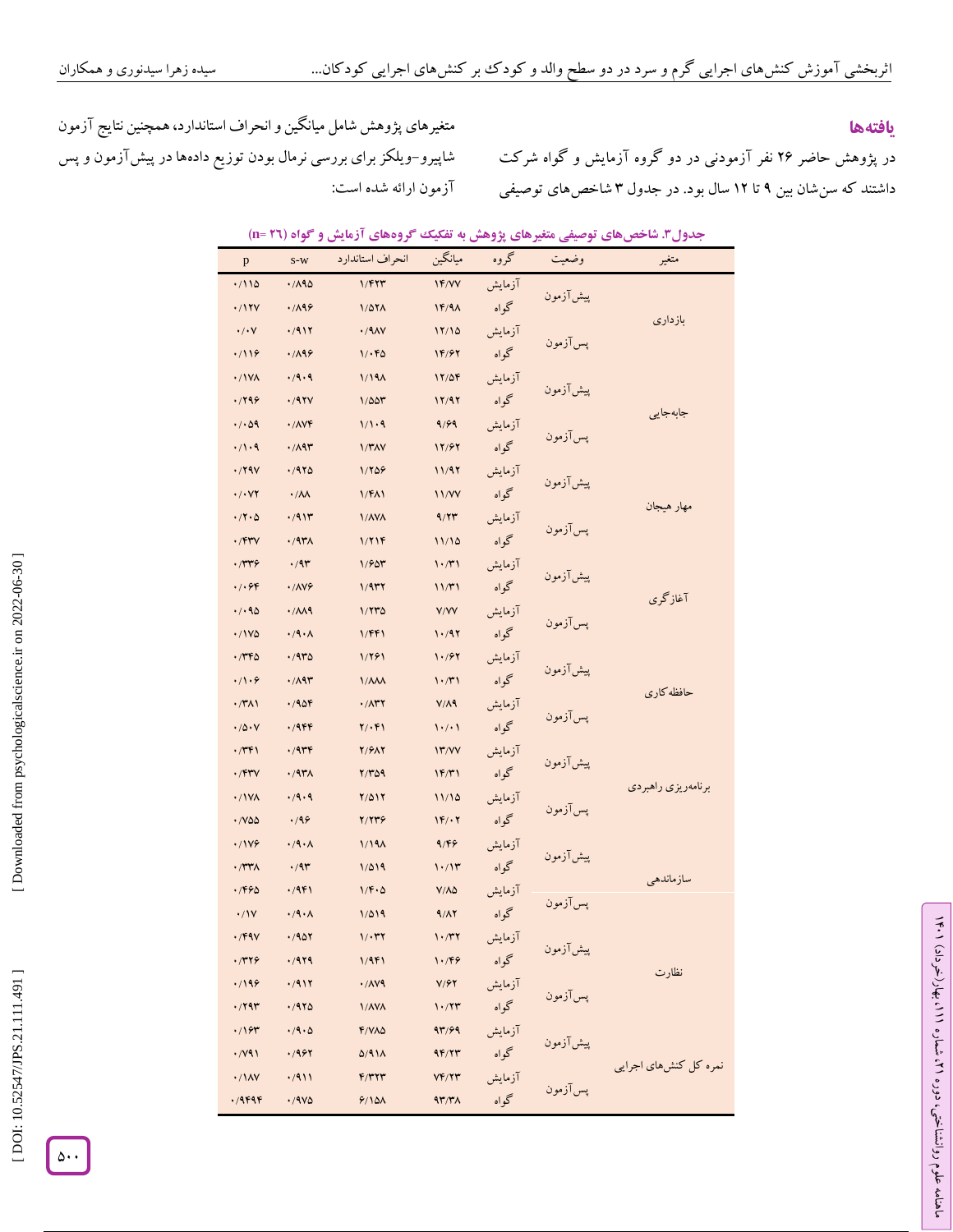## یافته‌ها

در پژوهش حاضر ۲۶ نفر آزمودنی در دو گروه آزمایش و گواه شرکت داشتند که سن‌شان بین ۹ تا ۱۲ سال بود. در جدول ۳ شاخص‌های توصیفی متغیرهای پژوهش شامل میانگین و انحراف استاندارد، همچنین نتایج آزمون شاپیرو-ویلکز برای بررسی نرمال بودن توزیع داده‌ها در پیش‌آزمون و پس آزمون ارائه شده است:

**جدول۳. شاخص‌های توصیفی متغیرهای پژوهش به تفکیک گروه‌های آزمایش و گواه (n= ۲۶)**

| متغیر | وضعیت | گروه | میانگین | انحراف استاندارد | s-w | p |
|---|---|---|---|---|---|---|
| بازداری | پیش‌آزمون | آزمایش | ۱۴/۷۷ | ۱/۴۲۳ | ۰/۸۹۵ | ۰/۱۱۵ |
| | | گواه | ۱۴/۹۸ | ۱/۵۲۸ | ۰/۸۹۶ | ۰/۱۲۷ |
| | پس‌آزمون | آزمایش | ۱۲/۱۵ | ۰/۹۸۷ | ۰/۹۱۲ | ۰/۰۷ |
| | | گواه | ۱۴/۶۲ | ۱/۰۴۵ | ۰/۸۹۶ | ۰/۱۱۶ |
| جابه‌جایی | پیش‌آزمون | آزمایش | ۱۲/۵۴ | ۱/۱۹۸ | ۰/۹۰۹ | ۰/۱۷۸ |
| | | گواه | ۱۲/۹۲ | ۱/۵۵۳ | ۰/۹۲۷ | ۰/۲۹۶ |
| | پس‌آزمون | آزمایش | ۹/۶۹ | ۱/۱۰۹ | ۰/۸۷۴ | ۰/۰۵۹ |
| | | گواه | ۱۲/۶۲ | ۱/۳۸۷ | ۰/۸۹۳ | ۰/۱۰۹ |
| مهار هیجان | پیش‌آزمون | آزمایش | ۱۱/۹۲ | ۱/۲۵۶ | ۰/۹۲۵ | ۰/۲۹۷ |
| | | گواه | ۱۱/۷۷ | ۱/۴۸۱ | ۰/۸۸ | ۰/۰۷۲ |
| | پس‌آزمون | آزمایش | ۹/۲۳ | ۱/۸۷۸ | ۰/۹۱۳ | ۰/۲۰۵ |
| | | گواه | ۱۱/۱۵ | ۱/۲۱۴ | ۰/۹۳۸ | ۰/۴۳۷ |
| آغازگری | پیش‌آزمون | آزمایش | ۱۰/۳۱ | ۱/۶۵۳ | ۰/۹۳ | ۰/۳۳۶ |
| | | گواه | ۱۱/۳۱ | ۱/۹۳۲ | ۰/۸۷۶ | ۰/۰۶۴ |
| | پس‌آزمون | آزمایش | ۷/۷۷ | ۱/۲۳۵ | ۰/۸۸۹ | ۰/۰۹۵ |
| | | گواه | ۱۰/۹۲ | ۱/۴۴۱ | ۰/۹۰۸ | ۰/۱۷۵ |
| حافظه‌کاری | پیش‌آزمون | آزمایش | ۱۰/۶۲ | ۱/۲۶۱ | ۰/۹۳۵ | ۰/۳۴۵ |
| | | گواه | ۱۰/۳۱ | ۱/۸۸۸ | ۰/۸۹۳ | ۰/۱۰۶ |
| | پس‌آزمون | آزمایش | ۷/۸۹ | ۰/۸۳۲ | ۰/۹۵۴ | ۰/۳۸۱ |
| | | گواه | ۱۰/۰۱ | ۲/۰۴۱ | ۰/۹۴۴ | ۰/۵۰۷ |
| برنامه‌ریزی راهبردی | پیش‌آزمون | آزمایش | ۱۳/۷۷ | ۲/۶۸۲ | ۰/۹۳۴ | ۰/۳۴۱ |
| | | گواه | ۱۴/۳۱ | ۲/۳۵۹ | ۰/۹۳۸ | ۰/۴۳۷ |
| | پس‌آزمون | آزمایش | ۱۱/۱۵ | ۲/۵۱۲ | ۰/۹۰۹ | ۰/۱۷۸ |
| | | گواه | ۱۴/۰۲ | ۲/۲۳۶ | ۰/۹۶ | ۰/۷۵۵ |
| سازماندهی | پیش‌آزمون | آزمایش | ۹/۴۶ | ۱/۱۹۸ | ۰/۹۰۸ | ۰/۱۷۶ |
| | | گواه | ۱۰/۱۳ | ۱/۵۱۹ | ۰/۹۳ | ۰/۳۳۸ |
| | پس‌آزمون | آزمایش | ۷/۸۵ | ۱/۴۰۵ | ۰/۹۴۱ | ۰/۴۶۵ |
| | | گواه | ۹/۸۲ | ۱/۵۱۹ | ۰/۹۰۸ | ۰/۱۷ |
| نظارت | پیش‌آزمون | آزمایش | ۱۰/۳۲ | ۱/۰۳۲ | ۰/۹۵۲ | ۰/۴۹۷ |
| | | گواه | ۱۰/۴۶ | ۱/۹۴۱ | ۰/۹۲۹ | ۰/۳۲۶ |
| | پس‌آزمون | آزمایش | ۷/۶۲ | ۰/۸۷۹ | ۰/۹۱۲ | ۰/۱۹۶ |
| | | گواه | ۱۰/۲۳ | ۱/۸۷۸ | ۰/۹۲۵ | ۰/۲۹۳ |
| نمره کل کنش‌های اجرایی | پیش‌آزمون | آزمایش | ۹۳/۶۹ | ۴/۷۸۵ | ۰/۹۰۵ | ۰/۱۶۳ |
| | | گواه | ۹۴/۲۳ | ۵/۹۱۸ | ۰/۹۶۲ | ۰/۷۹۱ |
| | پس‌آزمون | آزمایش | ۷۴/۲۳ | ۴/۳۲۳ | ۰/۹۱۱ | ۰/۱۸۷ |
| | | گواه | ۹۳/۳۸ | ۶/۱۵۸ | ۰/۹۷۵ | ۰/۹۴۹۴ |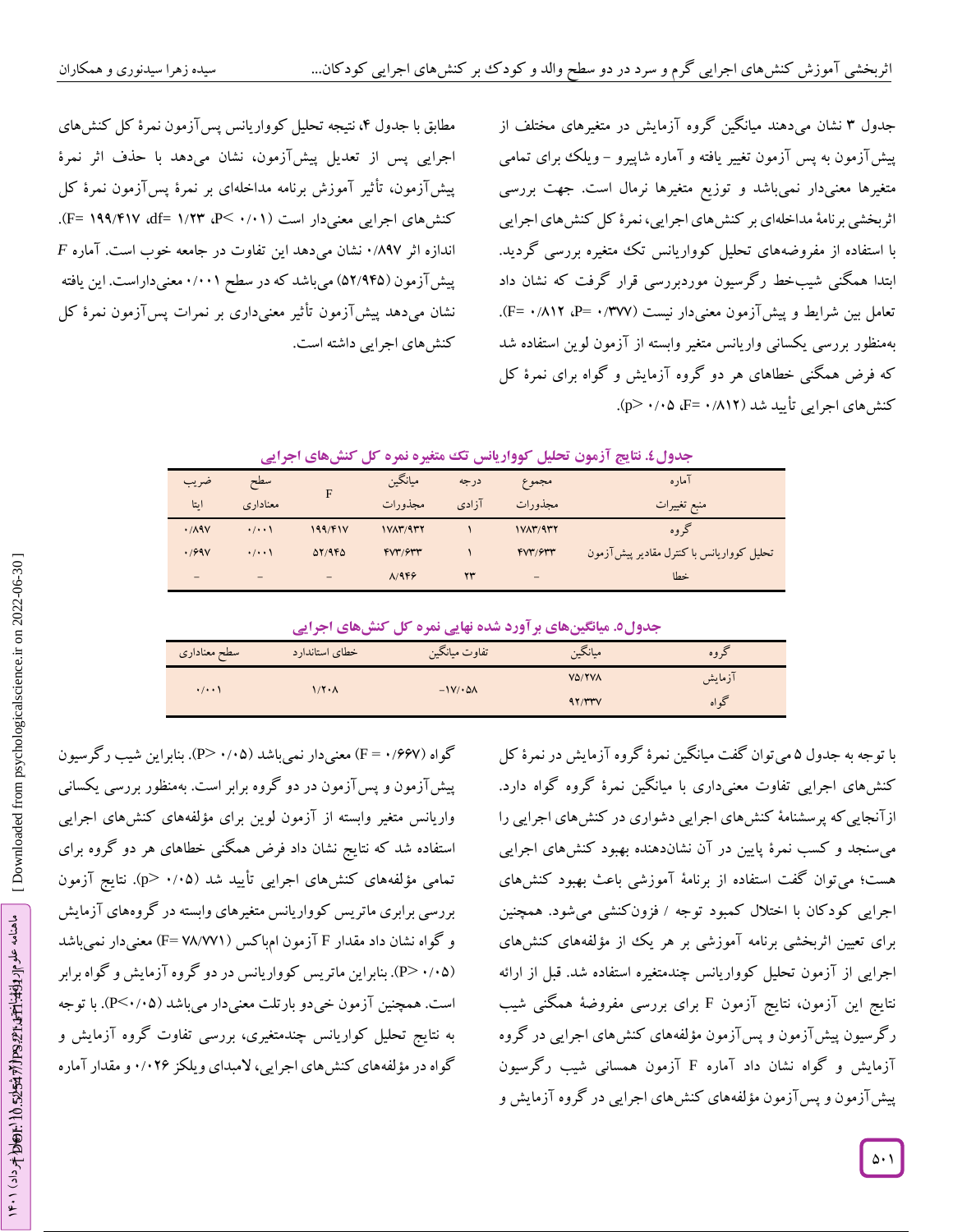جدول ۳ نشان می‌دهند میانگین گروه آزمایش در متغیرهای مختلف از پیش‌آزمون به پس آزمون تغییر یافته و آماره شاپیرو - ویلک برای تمامی متغیرها معنی‌دار نمی‌باشد و توزیع متغیرها نرمال است. جهت بررسی اثربخشی برنامهٔ مداخله‌ای بر کنش‌های اجرایی، نمرهٔ کل کنش‌های اجرایی با استفاده از مفروضه‌های تحلیل کوواریانس تک متغیره بررسی گردید. ابتدا همگنی شیب‌خط رگرسیون موردبررسی قرار گرفت که نشان داد تعامل بین شرایط و پیش‌آزمون معنی‌دار نیست (۰/۳۷۷ =P، ۰/۸۱۲ =F). به‌منظور بررسی یکسانی واریانس متغیر وابسته از آزمون لوین استفاده شد که فرض همگنی خطاهای هر دو گروه آزمایش و گواه برای نمرهٔ کل کنش‌های اجرایی تأیید شد (۰/۸۱۲ =F، ۰/۰۵ <p).

مطابق با جدول ۴، نتیجه تحلیل کوواریانس پس‌آزمون نمرهٔ کل کنش‌های اجرایی پس از تعدیل پیش‌آزمون، نشان می‌دهد با حذف اثر نمرهٔ پیش‌آزمون، تأثیر آموزش برنامه مداخله‌ای بر نمرهٔ پس‌آزمون نمرهٔ کل کنش‌های اجرایی معنی‌دار است (۰/۰۱ >P، ۱/۲۳ =df، ۱۹۹/۴۱۷ =F). اندازه اثر ۰/۸۹۷ نشان می‌دهد این تفاوت در جامعه خوب است. آماره F پیش‌آزمون (۵۲/۹۴۵) می‌باشد که در سطح ۰/۰۰۱ معنی‌داراست. این یافته نشان می‌دهد پیش‌آزمون تأثیر معنی‌داری بر نمرات پس‌آزمون نمرهٔ کل کنش‌های اجرایی داشته است.

**جدول۴. نتایج آزمون تحلیل کوواریانس تک متغیره نمره کل کنش‌های اجرایی**

| آماره منبع تغییرات | مجموع مجذورات | درجه آزادی | میانگین مجذورات | F | سطح معناداری | ضریب اتا |
|---|---|---|---|---|---|---|
| گروه | ۱۷۸۳/۹۳۲ | ۱ | ۱۷۸۳/۹۳۲ | ۱۹۹/۴۱۷ | ۰/۰۰۱ | ۰/۸۹۷ |
| تحلیل کوواریانس با کنترل مقادیر پیش‌آزمون | ۴۷۳/۶۳۳ | ۱ | ۴۷۳/۶۳۳ | ۵۲/۹۴۵ | ۰/۰۰۱ | ۰/۶۹۷ |
| خطا | - | ۲۳ | ۸/۹۴۶ | - | - | - |

**جدول۵. میانگین‌های برآورد شده نهایی نمره کل کنش‌های اجرایی**

| گروه | میانگین | تفاوت میانگین | خطای استاندارد | سطح معناداری |
|---|---|---|---|---|
| آزمایش | ۷۵/۲۷۸ | -۱۷/۰۵۸ | ۱/۲۰۸ | ۰/۰۰۱ |
| گواه | ۹۲/۳۳۷ | | | |

با توجه به جدول ۵ می‌توان گفت میانگین نمرهٔ گروه آزمایش در نمرهٔ کل کنش‌های اجرایی تفاوت معنی‌داری با میانگین نمرهٔ گروه گواه دارد. ازآنجایی‌که پرسشنامهٔ کنش‌های اجرایی دشواری در کنش‌های اجرایی را می‌سنجد و کسب نمرهٔ پایین در آن نشان‌دهنده بهبود کنش‌های اجرایی هست؛ می‌توان گفت استفاده از برنامهٔ آموزشی باعث بهبود کنش‌های اجرایی کودکان با اختلال کمبود توجه / فزون‌کنشی می‌شود. همچنین برای تعیین اثربخشی برنامه آموزشی بر هر یک از مؤلفه‌های کنش‌های اجرایی از آزمون تحلیل کوواریانس چندمتغیره استفاده شد. قبل از ارائه نتایج این آزمون، نتایج آزمون F برای بررسی مفروضهٔ همگنی شیب رگرسیون پیش‌آزمون و پس‌آزمون مؤلفه‌های کنش‌های اجرایی در گروه آزمایش و گواه نشان داد آماره F آزمون همسانی شیب رگرسیون پیش‌آزمون و پس‌آزمون مؤلفه‌های کنش‌های اجرایی در گروه آزمایش و گواه (۰/۶۶۷ = F) معنی‌دار نمی‌باشد (۰/۰۵ <P). بنابراین شیب رگرسیون پیش‌آزمون و پس‌آزمون در دو گروه برابر است. به‌منظور بررسی یکسانی واریانس متغیر وابسته از آزمون لوین برای مؤلفه‌های کنش‌های اجرایی استفاده شد که نتایج نشان داد فرض همگنی خطاهای هر دو گروه برای تمامی مؤلفه‌های کنش‌های اجرایی تأیید شد (۰/۰۵ <p). نتایج آزمون بررسی برابری ماتریس کوواریانس متغیرهای وابسته در گروه‌های آزمایش و گواه نشان داد مقدار F آزمون ام‌باکس (۷۸/۷۷۱ =F) معنی‌دار نمی‌باشد (۰/۰۵ <P). بنابراین ماتریس کوواریانس در دو گروه آزمایش و گواه برابر است. همچنین آزمون خی‌دو بارتلت معنی‌دار می‌باشد (۰/۰۵>P). با توجه به نتایج تحلیل کواریانس چندمتغیری، بررسی تفاوت گروه آزمایش و گواه در مؤلفه‌های کنش‌های اجرایی، لامبدای ویلکز ۰/۰۲۶ و مقدار آماره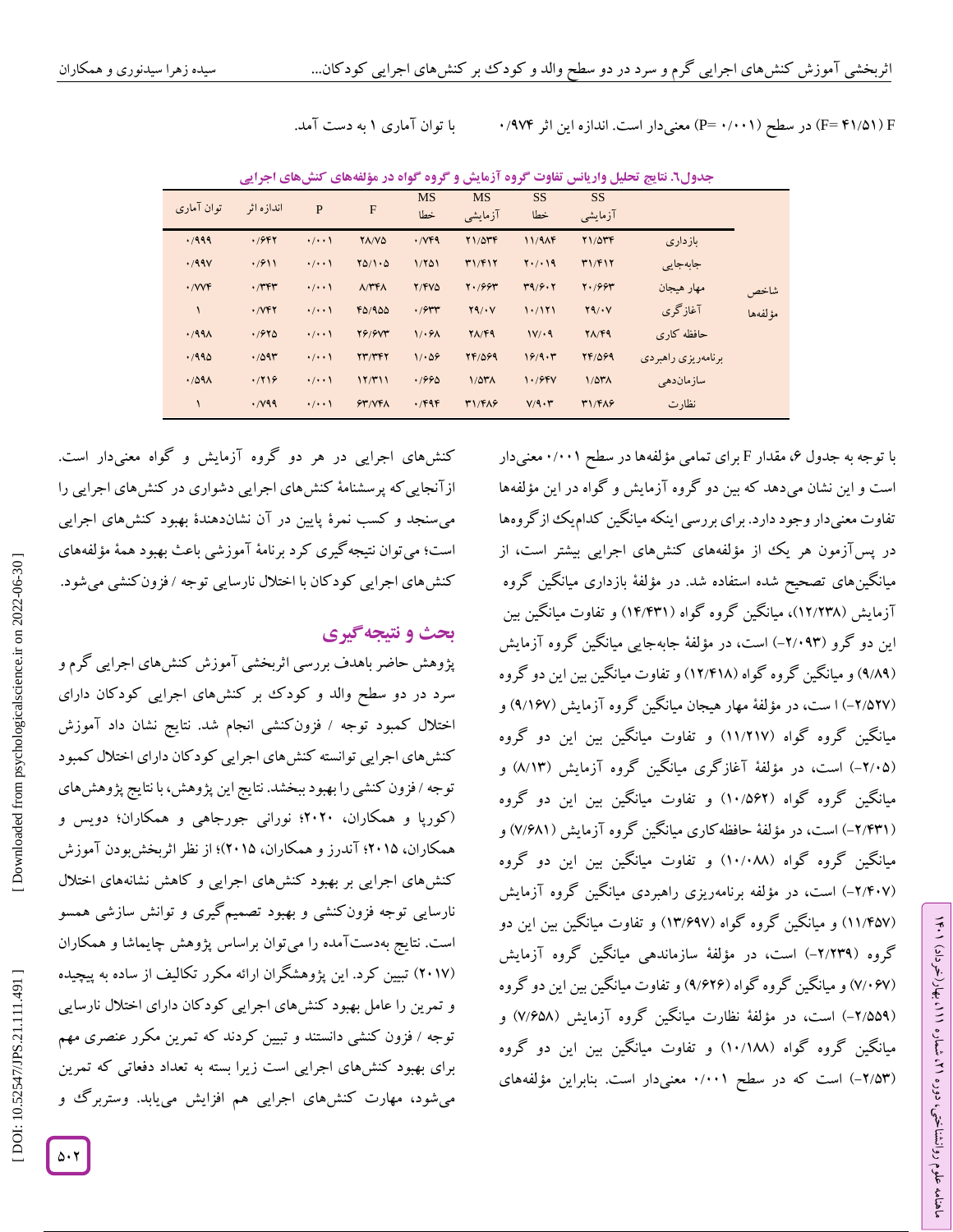F (۴۱/۵۱ =F) در سطح (۰/۰۰۱ =P) معنی‌دار است. اندازه این اثر ۰/۹۷۴ با توان آماری ۱ به دست آمد.

**جدول۶. نتایج تحلیل واریانس تفاوت گروه آزمایش و گروه گواه در مؤلفه‌های کنش‌های اجرایی**

| | | SS آزمایشی | SS خطا | MS آزمایشی | MS خطا | F | P | اندازه اثر | توان آماری |
|---|---|---|---|---|---|---|---|---|---|
| شاخص مؤلفه‌ها | بازداری | ۲۱/۵۳۴ | ۱۱/۹۸۴ | ۲۱/۵۳۴ | ۰/۷۴۹ | ۲۸/۷۵ | ۰/۰۰۱ | ۰/۶۴۲ | ۰/۹۹۹ |
| | جابه‌جایی | ۳۱/۴۱۲ | ۲۰/۰۱۹ | ۳۱/۴۱۲ | ۱/۲۵۱ | ۲۵/۱۰۵ | ۰/۰۰۱ | ۰/۶۱۱ | ۰/۹۹۷ |
| | مهار هیجان | ۲۰/۶۶۳ | ۳۹/۶۰۲ | ۲۰/۶۶۳ | ۲/۴۷۵ | ۸/۳۴۸ | ۰/۰۰۱ | ۰/۳۴۳ | ۰/۷۷۴ |
| | آغازگری | ۲۹/۰۷ | ۱۰/۱۲۱ | ۲۹/۰۷ | ۰/۶۳۳ | ۴۵/۹۵۵ | ۰/۰۰۱ | ۰/۷۴۲ | ۱ |
| | حافظه کاری | ۲۸/۴۹ | ۱۷/۰۹ | ۲۸/۴۹ | ۱/۰۶۸ | ۲۶/۶۷۳ | ۰/۰۰۱ | ۰/۶۲۵ | ۰/۹۹۸ |
| | برنامه‌ریزی راهبردی | ۲۴/۵۶۹ | ۱۶/۹۰۳ | ۲۴/۵۶۹ | ۱/۰۵۶ | ۲۳/۳۴۲ | ۰/۰۰۱ | ۰/۵۹۳ | ۰/۹۹۵ |
| | سازمان‌دهی | ۱/۵۳۸ | ۱۰/۶۴۷ | ۱/۵۳۸ | ۰/۶۶۵ | ۱۲/۳۱۱ | ۰/۰۰۱ | ۰/۲۱۶ | ۰/۵۹۸ |
| | نظارت | ۳۱/۴۸۶ | ۷/۹۰۳ | ۳۱/۴۸۶ | ۰/۴۹۴ | ۶۳/۷۴۸ | ۰/۰۰۱ | ۰/۷۹۹ | ۱ |

با توجه به جدول ۶، مقدار F برای تمامی مؤلفه‌ها در سطح ۰/۰۰۱ معنی‌دار است و این نشان می‌دهد که بین دو گروه آزمایش و گواه در این مؤلفه‌ها تفاوت معنی‌دار وجود دارد. برای بررسی اینکه میانگین کدام‌یک از گروه‌ها در پس‌آزمون هر یک از مؤلفه‌های کنش‌های اجرایی بیشتر است، از میانگین‌های تصحیح شده استفاده شد. در مؤلفهٔ بازداری میانگین گروه آزمایش (۱۲/۲۳۸)، میانگین گروه گواه (۱۴/۴۳۱) و تفاوت میانگین بین این دو گرو (۲/۰۹۳-) است، در مؤلفهٔ جابه‌جایی میانگین گروه آزمایش (۹/۸۹) و میانگین گروه گواه (۱۲/۴۱۸) و تفاوت میانگین بین این دو گروه (۲/۵۲۷-) ا ست، در مؤلفهٔ مهار هیجان میانگین گروه آزمایش (۹/۱۶۷) و میانگین گروه گواه (۱۱/۲۱۷) و تفاوت میانگین بین این دو گروه (۲/۰۵-) است، در مؤلفهٔ آغازگری میانگین گروه آزمایش (۸/۱۳) و میانگین گروه گواه (۱۰/۵۶۲) و تفاوت میانگین بین این دو گروه (۲/۴۳۱-) است، در مؤلفهٔ حافظه‌کاری میانگین گروه آزمایش (۷/۶۸۱) و میانگین گروه گواه (۱۰/۰۸۸) و تفاوت میانگین بین این دو گروه (۲/۴۰۷-) است، در مؤلفه برنامه‌ریزی راهبردی میانگین گروه آزمایش (۱۱/۴۵۷) و میانگین گروه گواه (۱۳/۶۹۷) و تفاوت میانگین بین این دو گروه (۲/۲۳۹-) است، در مؤلفهٔ سازماندهی میانگین گروه آزمایش (۷/۰۶۷) و میانگین گروه گواه (۹/۶۲۶) و تفاوت میانگین بین این دو گروه (۲/۵۵۹-) است، در مؤلفهٔ نظارت میانگین گروه آزمایش (۷/۶۵۸) و میانگین گروه گواه (۱۰/۱۸۸) و تفاوت میانگین بین این دو گروه (۲/۵۳-) است که در سطح ۰/۰۰۱ معنی‌دار است. بنابراین مؤلفه‌های کنش‌های اجرایی در هر دو گروه آزمایش و گواه معنی‌دار است. ازآنجایی‌که پرسشنامهٔ کنش‌های اجرایی دشواری در کنش‌های اجرایی را می‌سنجد و کسب نمرهٔ پایین در آن نشان‌دهندهٔ بهبود کنش‌های اجرایی است؛ می‌توان نتیجه‌گیری کرد برنامهٔ آموزشی باعث بهبود همهٔ مؤلفه‌های کنش‌های اجرایی کودکان با اختلال نارسایی توجه / فزون‌کنشی می‌شود.

## بحث و نتیجه‌گیری

پژوهش حاضر باهدف بررسی اثربخشی آموزش کنش‌های اجرایی گرم و سرد در دو سطح والد و کودک بر کنش‌های اجرایی کودکان دارای اختلال کمبود توجه / فزون‌کنشی انجام شد. نتایج نشان داد آموزش کنش‌های اجرایی توانسته کنش‌های اجرایی کودکان دارای اختلال کمبود توجه / فزون کنشی را بهبود ببخشد. نتایج این پژوهش، با نتایج پژوهش‌های (کورپا و همکاران، ۲۰۲۰؛ نورانی جورجاهی و همکاران؛ دویس و همکاران، ۲۰۱۵؛ آندرز و همکاران، ۲۰۱۵)؛ از نظر اثربخش‌بودن آموزش کنش‌های اجرایی بر بهبود کنش‌های اجرایی و کاهش نشانه‌های اختلال نارسایی توجه فزون‌کنشی و بهبود تصمیم‌گیری و توانش سازشی همسو است. نتایج به‌دست‌آمده را می‌توان براساس پژوهش چایماشا و همکاران (۲۰۱۷) تبیین کرد. این پژوهشگران ارائه مکرر تکالیف از ساده به پیچیده و تمرین را عامل بهبود کنش‌های اجرایی کودکان دارای اختلال نارسایی توجه / فزون کنشی دانستند و تبیین کردند که تمرین مکرر عنصری مهم برای بهبود کنش‌های اجرایی است زیرا بسته به تعداد دفعاتی که تمرین می‌شود، مهارت کنش‌های اجرایی هم افزایش می‌یابد. وستربرگ و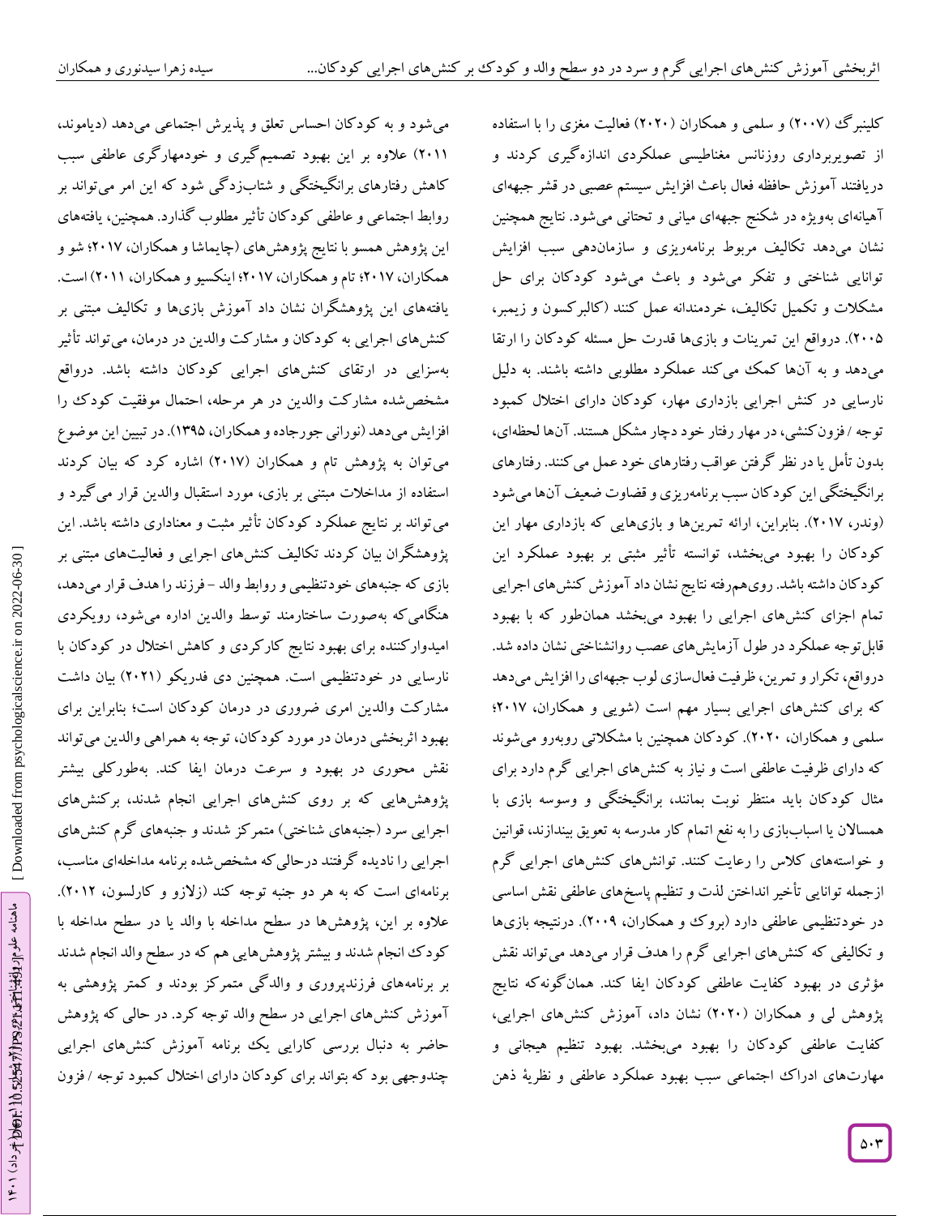کلینبرگ (۲۰۰۷) و سلمی و همکاران (۲۰۲۰) فعالیت مغزی را با استفاده از تصویربرداری روزنانس مغناطیسی عملکردی اندازه‌گیری کردند و دریافتند آموزش حافظه فعال باعث افزایش سیستم عصبی در قشر جبهه‌ای آهیانه‌ای به‌ویژه در شکنج جبهه‌ای میانی و تحتانی می‌شود. نتایج همچنین نشان می‌دهد تکالیف مربوط برنامه‌ریزی و سازمان‌دهی سبب افزایش توانایی شناختی و تفکر می‌شود و باعث می‌شود کودکان برای حل مشکلات و تکمیل تکالیف، خردمندانه عمل کنند (کالبرکسون و زیمبر، ۲۰۰۵). درواقع این تمرینات و بازی‌ها قدرت حل مسئله کودکان را ارتقا می‌دهد و به آن‌ها کمک می‌کند عملکرد مطلوبی داشته باشند. به دلیل نارسایی در کنش اجرایی بازداری مهار، کودکان دارای اختلال کمبود توجه / فزون‌کنشی، در مهار رفتار خود دچار مشکل هستند. آن‌ها لحظه‌ای، بدون تأمل یا در نظر گرفتن عواقب رفتارهای خود عمل می‌کنند. رفتارهای برانگیختگی این کودکان سبب برنامه‌ریزی و قضاوت ضعیف آن‌ها می‌شود (وندر، ۲۰۱۷). بنابراین، ارائه تمرین‌ها و بازی‌هایی که بازداری مهار این کودکان را بهبود می‌بخشد، توانسته تأثیر مثبتی بر بهبود عملکرد این کودکان داشته باشد. روی‌هم‌رفته نتایج نشان داد آموزش کنش‌های اجرایی تمام اجزای کنش‌های اجرایی را بهبود می‌بخشد همان‌طور که با بهبود قابل‌توجه عملکرد در طول آزمایش‌های عصب روانشناختی نشان داده شد. درواقع، تکرار و تمرین، ظرفیت فعال‌سازی لوب جبهه‌ای را افزایش می‌دهد که برای کنش‌های اجرایی بسیار مهم است (شوبی و همکاران، ۲۰۱۷؛ سلمی و همکاران، ۲۰۲۰). کودکان همچنین با مشکلاتی روبه‌رو می‌شوند که دارای ظرفیت عاطفی است و نیاز به کنش‌های اجرایی گرم دارد برای مثال کودکان باید منتظر نوبت بمانند، برانگیختگی و وسوسه بازی با همسالان یا اسباب‌بازی را به نفع اتمام کار مدرسه به تعویق بیندازند، قوانین و خواسته‌های کلاس را رعایت کنند. توانش‌های کنش‌های اجرایی گرم ازجمله توانایی تأخیر انداختن لذت و تنظیم پاسخ‌های عاطفی نقش اساسی در خودتنظیمی عاطفی دارد (بروک و همکاران، ۲۰۰۹). درنتیجه بازی‌ها و تکالیفی که کنش‌های اجرایی گرم را هدف قرار می‌دهد می‌تواند نقش مؤثری در بهبود کفایت عاطفی کودکان ایفا کند. همان‌گونه‌که نتایج پژوهش لی و همکاران (۲۰۲۰) نشان داد، آموزش کنش‌های اجرایی، کفایت عاطفی کودکان را بهبود می‌بخشد. بهبود تنظیم هیجانی و مهارت‌های ادراک اجتماعی سبب بهبود عملکرد عاطفی و نظریهٔ ذهن می‌شود و به کودکان احساس تعلق و پذیرش اجتماعی می‌دهد (دیاموند، ۲۰۱۱) علاوه بر این بهبود تصمیم‌گیری و خودمهارگری عاطفی سبب کاهش رفتارهای برانگیختگی و شتاب‌زدگی شود که این امر می‌تواند بر روابط اجتماعی و عاطفی کودکان تأثیر مطلوب گذارد. همچنین، یافته‌های این پژوهش همسو با نتایج پژوهش‌های (چایماشا و همکاران، ۲۰۱۷؛ شو و همکاران، ۲۰۱۷؛ تام و همکاران، ۲۰۱۷؛ اینکسیو و همکاران، ۲۰۱۱) است. یافته‌های این پژوهشگران نشان داد آموزش بازی‌ها و تکالیف مبتنی بر کنش‌های اجرایی به کودکان و مشارکت والدین در درمان، می‌تواند تأثیر به‌سزایی در ارتقای کنش‌های اجرایی کودکان داشته باشد. درواقع مشخص‌شده مشارکت والدین در هر مرحله، احتمال موفقیت کودک را افزایش می‌دهد (نورانی جورجاده و همکاران، ۱۳۹۵). در تبیین این موضوع می‌توان به پژوهش تام و همکاران (۲۰۱۷) اشاره کرد که بیان کردند استفاده از مداخلات مبتنی بر بازی، مورد استقبال والدین قرار می‌گیرد و می‌تواند بر نتایج عملکرد کودکان تأثیر مثبت و معناداری داشته باشد. این پژوهشگران بیان کردند تکالیف کنش‌های اجرایی و فعالیت‌های مبتنی بر بازی که جنبه‌های خودتنظیمی و روابط والد - فرزند را هدف قرار می‌دهد، هنگامی‌که به‌صورت ساختارمند توسط والدین اداره می‌شود، رویکردی امیدوارکننده برای بهبود نتایج کارکردی و کاهش اختلال در کودکان با نارسایی در خودتنظیمی است. همچنین دی فدریکو (۲۰۲۱) بیان داشت مشارکت والدین امری ضروری در درمان کودکان است؛ بنابراین برای بهبود اثربخشی درمان در مورد کودکان، توجه به همراهی والدین می‌تواند نقش محوری در بهبود و سرعت درمان ایفا کند. به‌طورکلی بیشتر پژوهش‌هایی که بر روی کنش‌های اجرایی انجام شدند، برکنش‌های اجرایی سرد (جنبه‌های شناختی) متمرکز شدند و جنبه‌های گرم کنش‌های اجرایی را نادیده گرفتند درحالی‌که مشخص‌شده برنامه مداخله‌ای مناسب، برنامه‌ای است که به هر دو جنبه توجه کند (زلازو و کارلسون، ۲۰۱۲). علاوه بر این، پژوهش‌ها در سطح مداخله با والد یا در سطح مداخله با کودک انجام شدند و بیشتر پژوهش‌هایی هم که در سطح والد انجام شدند بر برنامه‌های فرزندپروری و والدگی متمرکز بودند و کمتر پژوهشی به آموزش کنش‌های اجرایی در سطح والد توجه کرد. در حالی که پژوهش حاضر به دنبال بررسی کارایی یک برنامه آموزش کنش‌های اجرایی چندوجهی بود که بتواند برای کودکان دارای اختلال کمبود توجه / فزون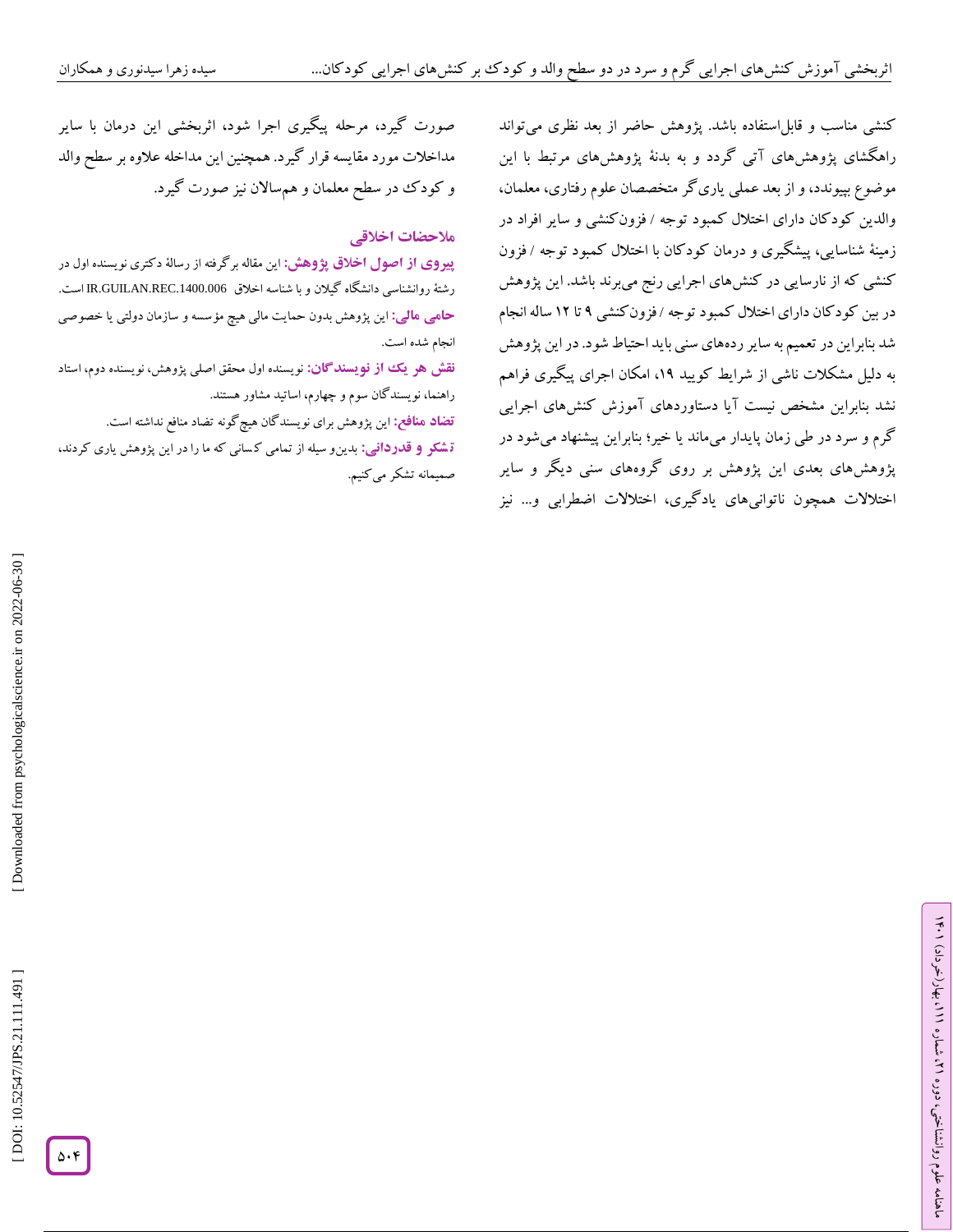کنشی مناسب و قابل‌استفاده باشد. پژوهش حاضر از بعد نظری می‌تواند راهگشای پژوهش‌های آتی گردد و به بدنهٔ پژوهش‌های مرتبط با این موضوع بپیوندد، و از بعد عملی یاری‌گر متخصصان علوم رفتاری، معلمان، والدین کودکان دارای اختلال کمبود توجه / فزون‌کنشی و سایر افراد در زمینهٔ شناسایی، پیشگیری و درمان کودکان با اختلال کمبود توجه / فزون کنشی که از نارسایی در کنش‌های اجرایی رنج می‌برند باشد. این پژوهش در بین کودکان دارای اختلال کمبود توجه / فزون‌کنشی ۹ تا ۱۲ ساله انجام شد بنابراین در تعمیم به سایر رده‌های سنی باید احتیاط شود. در این پژوهش به دلیل مشکلات ناشی از شرایط کووید ۱۹، امکان اجرای پیگیری فراهم نشد بنابراین مشخص نیست آیا دستاوردهای آموزش کنش‌های اجرایی گرم و سرد در طی زمان پایدار می‌ماند یا خیر؛ بنابراین پیشنهاد می‌شود در پژوهش‌های بعدی این پژوهش بر روی گروه‌های سنی دیگر و سایر اختلالات همچون ناتوانی‌های یادگیری، اختلالات اضطرابی و... نیز صورت گیرد، مرحله پیگیری اجرا شود، اثربخشی این درمان با سایر مداخلات مورد مقایسه قرار گیرد. همچنین این مداخله علاوه بر سطح والد و کودک در سطح معلمان و همسالان نیز صورت گیرد.

## ملاحضات اخلاقی

**پیروی از اصول اخلاق پژوهش:** این مقاله برگرفته از رسالهٔ دکتری نویسنده اول در رشتهٔ روانشناسی دانشگاه گیلان و با شناسه اخلاق IR.GUILAN.REC.1400.006 است.

**حامی مالی:** این پژوهش بدون حمایت مالی هیچ مؤسسه و سازمان دولتی یا خصوصی انجام شده است.

**نقش هر یک از نویسندگان:** نویسنده اول محقق اصلی پژوهش، نویسنده دوم، استاد راهنما، نویسندگان سوم و چهارم، اساتید مشاور هستند.

**تضاد منافع:** این پژوهش برای نویسندگان هیچ‌گونه تضاد منافع نداشته است.

**تشکر و قدردانی:** بدین‌وسیله از تمامی کسانی که ما را در این پژوهش یاری کردند، صمیمانه تشکر می‌کنیم.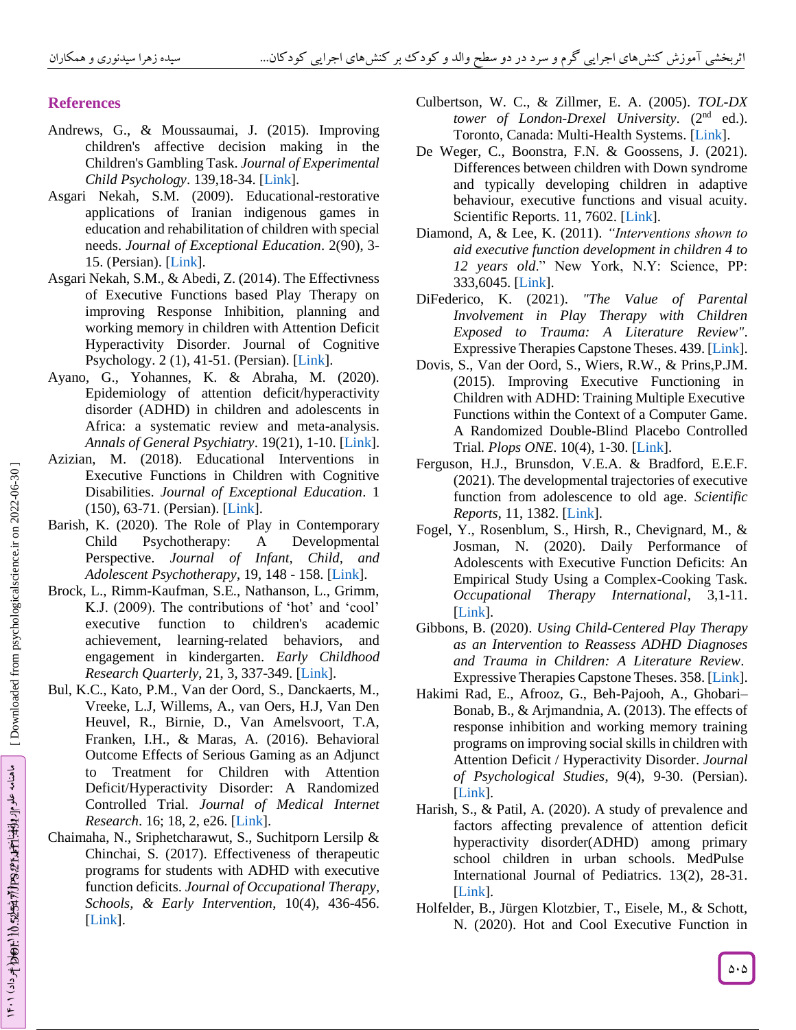## References

Andrews, G., & Moussaumai, J. (2015). Improving children's affective decision making in the Children's Gambling Task. *Journal of Experimental Child Psychology*. 139,18-34. [Link].

Asgari Nekah, S.M. (2009). Educational-restorative applications of Iranian indigenous games in education and rehabilitation of children with special needs. *Journal of Exceptional Education*. 2(90), 3-15. (Persian). [Link].

Asgari Nekah, S.M., & Abedi, Z. (2014). The Effectivness of Executive Functions based Play Therapy on improving Response Inhibition, planning and working memory in children with Attention Deficit Hyperactivity Disorder. Journal of Cognitive Psychology. 2 (1), 41-51. (Persian). [Link].

Ayano, G., Yohannes, K. & Abraha, M. (2020). Epidemiology of attention deficit/hyperactivity disorder (ADHD) in children and adolescents in Africa: a systematic review and meta-analysis. *Annals of General Psychiatry*. 19(21), 1-10. [Link].

Azizian, M. (2018). Educational Interventions in Executive Functions in Children with Cognitive Disabilities. *Journal of Exceptional Education*. 1 (150), 63-71. (Persian). [Link].

Barish, K. (2020). The Role of Play in Contemporary Child Psychotherapy: A Developmental Perspective. *Journal of Infant, Child, and Adolescent Psychotherapy*, 19, 148 - 158. [Link].

Brock, L., Rimm-Kaufman, S.E., Nathanson, L., Grimm, K.J. (2009). The contributions of 'hot' and 'cool' executive function to children's academic achievement, learning-related behaviors, and engagement in kindergarten. *Early Childhood Research Quarterly*, 21, 3, 337-349. [Link].

Bul, K.C., Kato, P.M., Van der Oord, S., Danckaerts, M., Vreeke, L.J, Willems, A., van Oers, H.J, Van Den Heuvel, R., Birnie, D., Van Amelsvoort, T.A, Franken, I.H., & Maras, A. (2016). Behavioral Outcome Effects of Serious Gaming as an Adjunct to Treatment for Children with Attention Deficit/Hyperactivity Disorder: A Randomized Controlled Trial. *Journal of Medical Internet Research*. 16; 18, 2, e26. [Link].

Chaimaha, N., Sriphetcharawut, S., Suchitporn Lersilp & Chinchai, S. (2017). Effectiveness of therapeutic programs for students with ADHD with executive function deficits. *Journal of Occupational Therapy, Schools, & Early Intervention*, 10(4), 436-456. [Link].

Culbertson, W. C., & Zillmer, E. A. (2005). *TOL-DX tower of London-Drexel University*. (2nd ed.). Toronto, Canada: Multi-Health Systems. [Link].

De Weger, C., Boonstra, F.N. & Goossens, J. (2021). Differences between children with Down syndrome and typically developing children in adaptive behaviour, executive functions and visual acuity. Scientific Reports. 11, 7602. [Link].

Diamond, A, & Lee, K. (2011). *"Interventions shown to aid executive function development in children 4 to 12 years old*." New York, N.Y: Science, PP: 333,6045. [Link].

DiFederico, K. (2021). *"The Value of Parental Involvement in Play Therapy with Children Exposed to Trauma: A Literature Review"*. Expressive Therapies Capstone Theses. 439. [Link].

Dovis, S., Van der Oord, S., Wiers, R.W., & Prins,P.JM. (2015). Improving Executive Functioning in Children with ADHD: Training Multiple Executive Functions within the Context of a Computer Game. A Randomized Double-Blind Placebo Controlled Trial. *Plops ONE*. 10(4), 1-30. [Link].

Ferguson, H.J., Brunsdon, V.E.A. & Bradford, E.E.F. (2021). The developmental trajectories of executive function from adolescence to old age. *Scientific Reports*, 11, 1382. [Link].

Fogel, Y., Rosenblum, S., Hirsh, R., Chevignard, M., & Josman, N. (2020). Daily Performance of Adolescents with Executive Function Deficits: An Empirical Study Using a Complex-Cooking Task. *Occupational Therapy International*, 3,1-11. [Link].

Gibbons, B. (2020). *Using Child-Centered Play Therapy as an Intervention to Reassess ADHD Diagnoses and Trauma in Children: A Literature Review*. Expressive Therapies Capstone Theses. 358. [Link].

Hakimi Rad, E., Afrooz, G., Beh-Pajooh, A., Ghobari–Bonab, B., & Arjmandnia, A. (2013). The effects of response inhibition and working memory training programs on improving social skills in children with Attention Deficit / Hyperactivity Disorder. *Journal of Psychological Studies*, 9(4), 9-30. (Persian). [Link].

Harish, S., & Patil, A. (2020). A study of prevalence and factors affecting prevalence of attention deficit hyperactivity disorder(ADHD) among primary school children in urban schools. MedPulse International Journal of Pediatrics. 13(2), 28-31. [Link].

Holfelder, B., Jürgen Klotzbier, T., Eisele, M., & Schott, N. (2020). Hot and Cool Executive Function in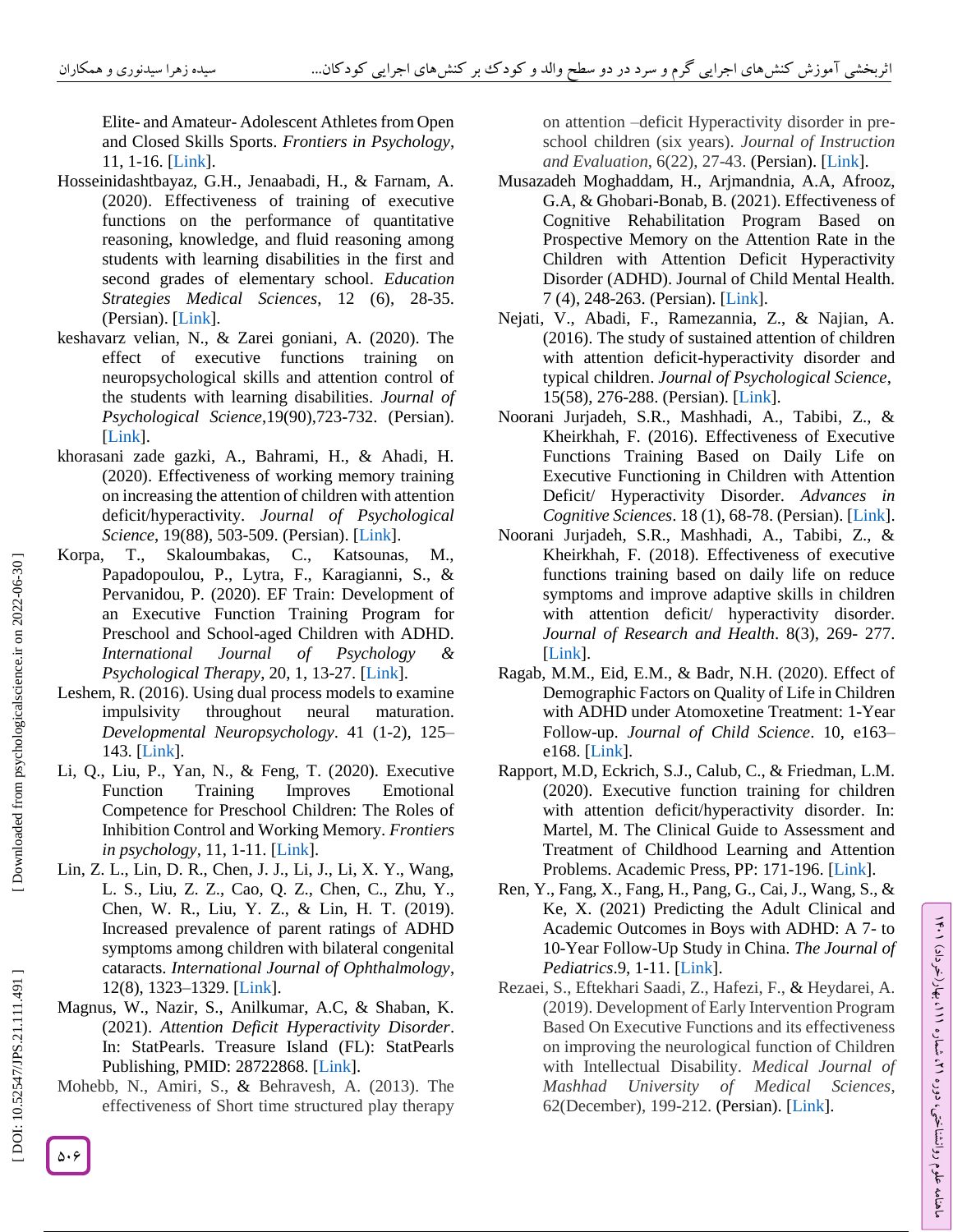Elite- and Amateur- Adolescent Athletes from Open and Closed Skills Sports. *Frontiers in Psychology*, 11, 1-16. [Link].

Hosseinidashtbayaz, G.H., Jenaabadi, H., & Farnam, A. (2020). Effectiveness of training of executive functions on the performance of quantitative reasoning, knowledge, and fluid reasoning among students with learning disabilities in the first and second grades of elementary school. *Education Strategies Medical Sciences*, 12 (6), 28-35. (Persian). [Link].

keshavarz velian, N., & Zarei goniani, A. (2020). The effect of executive functions training on neuropsychological skills and attention control of the students with learning disabilities. *Journal of Psychological Science*,19(90),723-732. (Persian). [Link].

khorasani zade gazki, A., Bahrami, H., & Ahadi, H. (2020). Effectiveness of working memory training on increasing the attention of children with attention deficit/hyperactivity. *Journal of Psychological Science*, 19(88), 503-509. (Persian). [Link].

Korpa, T., Skaloumbakas, C., Katsounas, M., Papadopoulou, P., Lytra, F., Karagianni, S., & Pervanidou, P. (2020). EF Train: Development of an Executive Function Training Program for Preschool and School-aged Children with ADHD. *International Journal of Psychology & Psychological Therapy*, 20, 1, 13-27. [Link].

Leshem, R. (2016). Using dual process models to examine impulsivity throughout neural maturation. *Developmental Neuropsychology*. 41 (1-2), 125–143. [Link].

Li, Q., Liu, P., Yan, N., & Feng, T. (2020). Executive Function Training Improves Emotional Competence for Preschool Children: The Roles of Inhibition Control and Working Memory. *Frontiers in psychology*, 11, 1-11. [Link].

Lin, Z. L., Lin, D. R., Chen, J. J., Li, J., Li, X. Y., Wang, L. S., Liu, Z. Z., Cao, Q. Z., Chen, C., Zhu, Y., Chen, W. R., Liu, Y. Z., & Lin, H. T. (2019). Increased prevalence of parent ratings of ADHD symptoms among children with bilateral congenital cataracts. *International Journal of Ophthalmology*, 12(8), 1323–1329. [Link].

Magnus, W., Nazir, S., Anilkumar, A.C, & Shaban, K. (2021). *Attention Deficit Hyperactivity Disorder*. In: StatPearls. Treasure Island (FL): StatPearls Publishing, PMID: 28722868. [Link].

Mohebb, N., Amiri, S., & Behravesh, A. (2013). The effectiveness of Short time structured play therapy on attention –deficit Hyperactivity disorder in pre-school children (six years). *Journal of Instruction and Evaluation*, 6(22), 27-43. (Persian). [Link].

Musazadeh Moghaddam, H., Arjmandnia, A.A, Afrooz, G.A, & Ghobari-Bonab, B. (2021). Effectiveness of Cognitive Rehabilitation Program Based on Prospective Memory on the Attention Rate in the Children with Attention Deficit Hyperactivity Disorder (ADHD). Journal of Child Mental Health. 7 (4), 248-263. (Persian). [Link].

Nejati, V., Abadi, F., Ramezannia, Z., & Najian, A. (2016). The study of sustained attention of children with attention deficit-hyperactivity disorder and typical children. *Journal of Psychological Science*, 15(58), 276-288. (Persian). [Link].

Noorani Jurjadeh, S.R., Mashhadi, A., Tabibi, Z., & Kheirkhah, F. (2016). Effectiveness of Executive Functions Training Based on Daily Life on Executive Functioning in Children with Attention Deficit/ Hyperactivity Disorder. *Advances in Cognitive Sciences*. 18 (1), 68-78. (Persian). [Link].

Noorani Jurjadeh, S.R., Mashhadi, A., Tabibi, Z., & Kheirkhah, F. (2018). Effectiveness of executive functions training based on daily life on reduce symptoms and improve adaptive skills in children with attention deficit/ hyperactivity disorder. *Journal of Research and Health*. 8(3), 269- 277. [Link].

Ragab, M.M., Eid, E.M., & Badr, N.H. (2020). Effect of Demographic Factors on Quality of Life in Children with ADHD under Atomoxetine Treatment: 1-Year Follow-up. *Journal of Child Science*. 10, e163–e168. [Link].

Rapport, M.D, Eckrich, S.J., Calub, C., & Friedman, L.M. (2020). Executive function training for children with attention deficit/hyperactivity disorder. In: Martel, M. The Clinical Guide to Assessment and Treatment of Childhood Learning and Attention Problems. Academic Press, PP: 171-196. [Link].

Ren, Y., Fang, X., Fang, H., Pang, G., Cai, J., Wang, S., & Ke, X. (2021) Predicting the Adult Clinical and Academic Outcomes in Boys with ADHD: A 7- to 10-Year Follow-Up Study in China. *The Journal of Pediatrics*.9, 1-11. [Link].

Rezaei, S., Eftekhari Saadi, Z., Hafezi, F., & Heydarei, A. (2019). Development of Early Intervention Program Based On Executive Functions and its effectiveness on improving the neurological function of Children with Intellectual Disability. *Medical Journal of Mashhad University of Medical Sciences*, 62(December), 199-212. (Persian). [Link].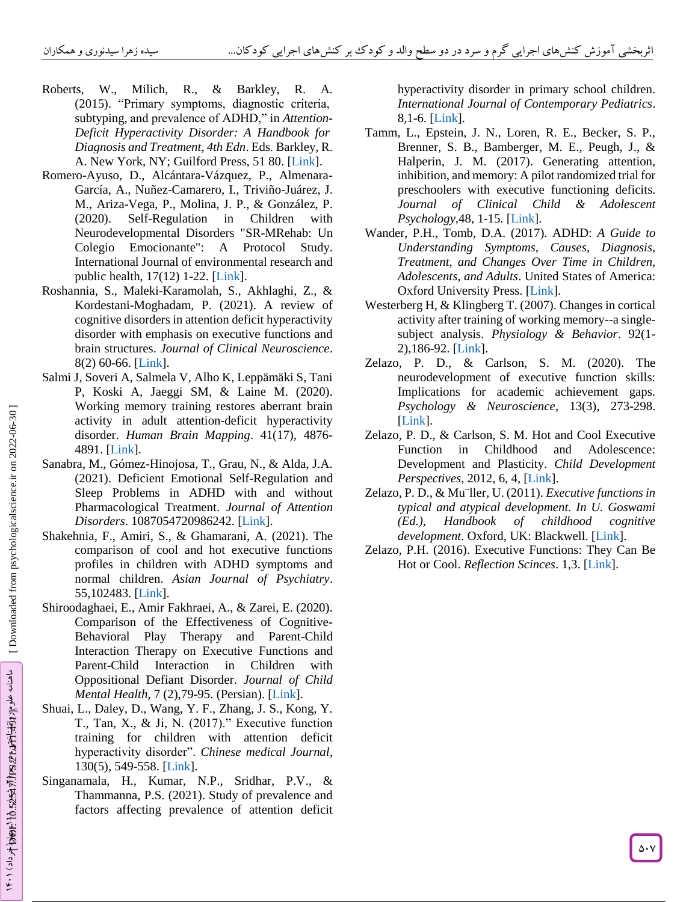Roberts, W., Milich, R., & Barkley, R. A. (2015). "Primary symptoms, diagnostic criteria, subtyping, and prevalence of ADHD," in *Attention-Deficit Hyperactivity Disorder: A Handbook for Diagnosis and Treatment*, *4th Edn*. Eds. Barkley, R. A. New York, NY; Guilford Press, 51 80. [Link].

Romero-Ayuso, D., Alcántara-Vázquez, P., Almenara-García, A., Nuñez-Camarero, I., Triviño-Juárez, J. M., Ariza-Vega, P., Molina, J. P., & González, P. (2020). Self-Regulation in Children with Neurodevelopmental Disorders "SR-MRehab: Un Colegio Emocionante": A Protocol Study. International Journal of environmental research and public health, 17(12) 1-22. [Link].

Roshannia, S., Maleki-Karamolah, S., Akhlaghi, Z., & Kordestani-Moghadam, P. (2021). A review of cognitive disorders in attention deficit hyperactivity disorder with emphasis on executive functions and brain structures. *Journal of Clinical Neuroscience*. 8(2) 60-66. [Link].

Salmi J, Soveri A, Salmela V, Alho K, Leppämäki S, Tani P, Koski A, Jaeggi SM, & Laine M. (2020). Working memory training restores aberrant brain activity in adult attention-deficit hyperactivity disorder. *Human Brain Mapping*. 41(17), 4876-4891. [Link].

Sanabra, M., Gómez-Hinojosa, T., Grau, N., & Alda, J.A. (2021). Deficient Emotional Self-Regulation and Sleep Problems in ADHD with and without Pharmacological Treatment. *Journal of Attention Disorders*. 1087054720986242. [Link].

Shakehnia, F., Amiri, S., & Ghamarani, A. (2021). The comparison of cool and hot executive functions profiles in children with ADHD symptoms and normal children. *Asian Journal of Psychiatry*. 55,102483. [Link].

Shiroodaghaei, E., Amir Fakhraei, A., & Zarei, E. (2020). Comparison of the Effectiveness of Cognitive-Behavioral Play Therapy and Parent-Child Interaction Therapy on Executive Functions and Parent-Child Interaction in Children with Oppositional Defiant Disorder. *Journal of Child Mental Health*, 7 (2),79-95. (Persian). [Link].

Shuai, L., Daley, D., Wang, Y. F., Zhang, J. S., Kong, Y. T., Tan, X., & Ji, N. (2017)." Executive function training for children with attention deficit hyperactivity disorder". *Chinese medical Journal*, 130(5), 549-558. [Link].

Singanamala, H., Kumar, N.P., Sridhar, P.V., & Thammanna, P.S. (2021). Study of prevalence and factors affecting prevalence of attention deficit hyperactivity disorder in primary school children. *International Journal of Contemporary Pediatrics*. 8,1-6. [Link].

Tamm, L., Epstein, J. N., Loren, R. E., Becker, S. P., Brenner, S. B., Bamberger, M. E., Peugh, J., & Halperin, J. M. (2017). Generating attention, inhibition, and memory: A pilot randomized trial for preschoolers with executive functioning deficits. *Journal of Clinical Child & Adolescent Psychology*,48, 1-15. [Link].

Wander, P.H., Tomb, D.A. (2017). ADHD: *A Guide to Understanding Symptoms, Causes, Diagnosis, Treatment, and Changes Over Time in Children, Adolescents, and Adults*. United States of America: Oxford University Press. [Link].

Westerberg H, & Klingberg T. (2007). Changes in cortical activity after training of working memory--a single-subject analysis. *Physiology & Behavior*. 92(1-2),186-92. [Link].

Zelazo, P. D., & Carlson, S. M. (2020). The neurodevelopment of executive function skills: Implications for academic achievement gaps. *Psychology & Neuroscience*, 13(3), 273-298. [Link].

Zelazo, P. D., & Carlson, S. M. Hot and Cool Executive Function in Childhood and Adolescence: Development and Plasticity. *Child Development Perspectives*, 2012, 6, 4, [Link].

Zelazo, P. D., & Mu¨ller, U. (2011). *Executive functions in typical and atypical development. In U. Goswami (Ed.), Handbook of childhood cognitive development*. Oxford, UK: Blackwell. [Link].

Zelazo, P.H. (2016). Executive Functions: They Can Be Hot or Cool. *Reflection Scinces*. 1,3. [Link].